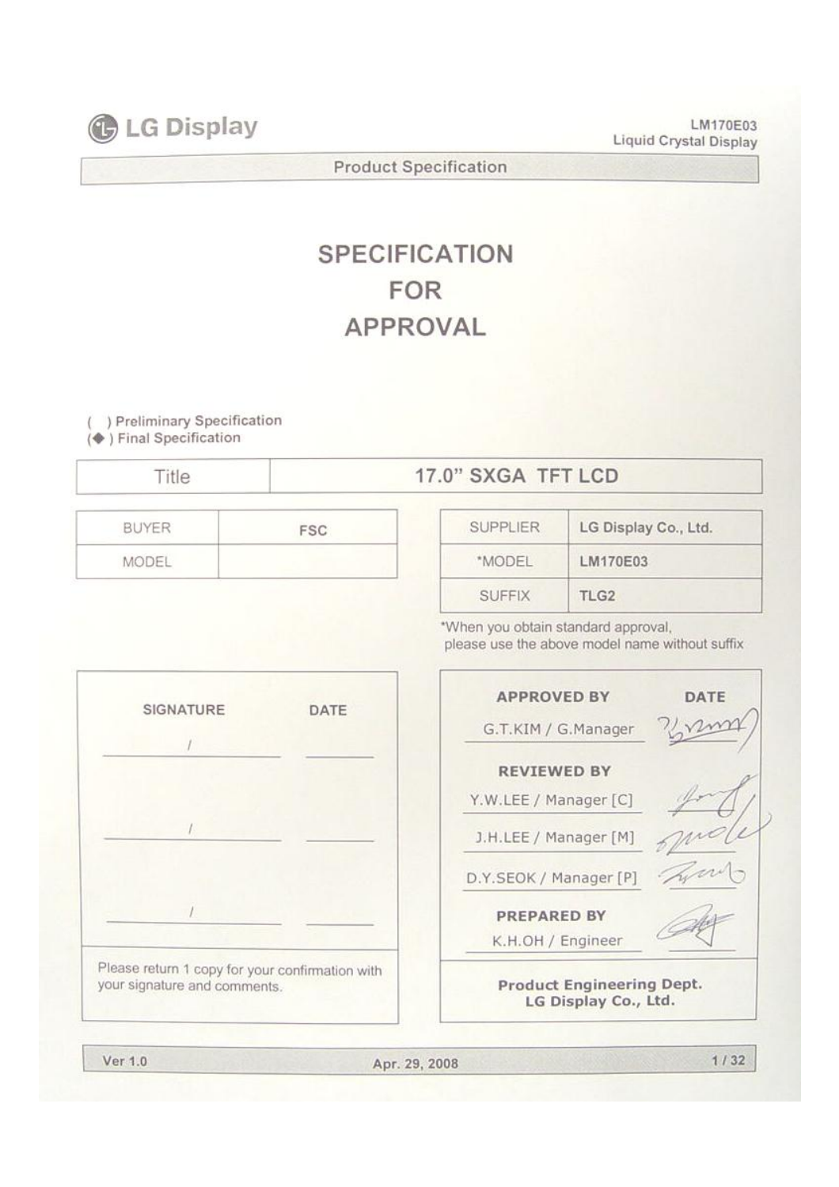# SPECIFICATION FOR APPROVAL

( ) Preliminary Specification
(◆) Final Specification

| Title | 17.0" SXGA TFT LCD |
|---|---|

| BUYER | FSC |
|---|---|
| MODEL | |

| SUPPLIER | LG Display Co., Ltd. |
|---|---|
| *MODEL | LM170E03 |
| SUFFIX | TLG2 |

*When you obtain standard approval, please use the above model name without suffix

| SIGNATURE | DATE |
|---|---|
| / | |
| / | |
| / | |

Please return 1 copy for your confirmation with your signature and comments.

| APPROVED BY | DATE |
|---|---|
| G.T.KIM / G.Manager | |
| **REVIEWED BY** | |
| Y.W.LEE / Manager [C] | |
| J.H.LEE / Manager [M] | |
| D.Y.SEOK / Manager [P] | |
| **PREPARED BY** | |
| K.H.OH / Engineer | |

**Product Engineering Dept.**
**LG Display Co., Ltd.**

Ver 1.0 Apr. 29, 2008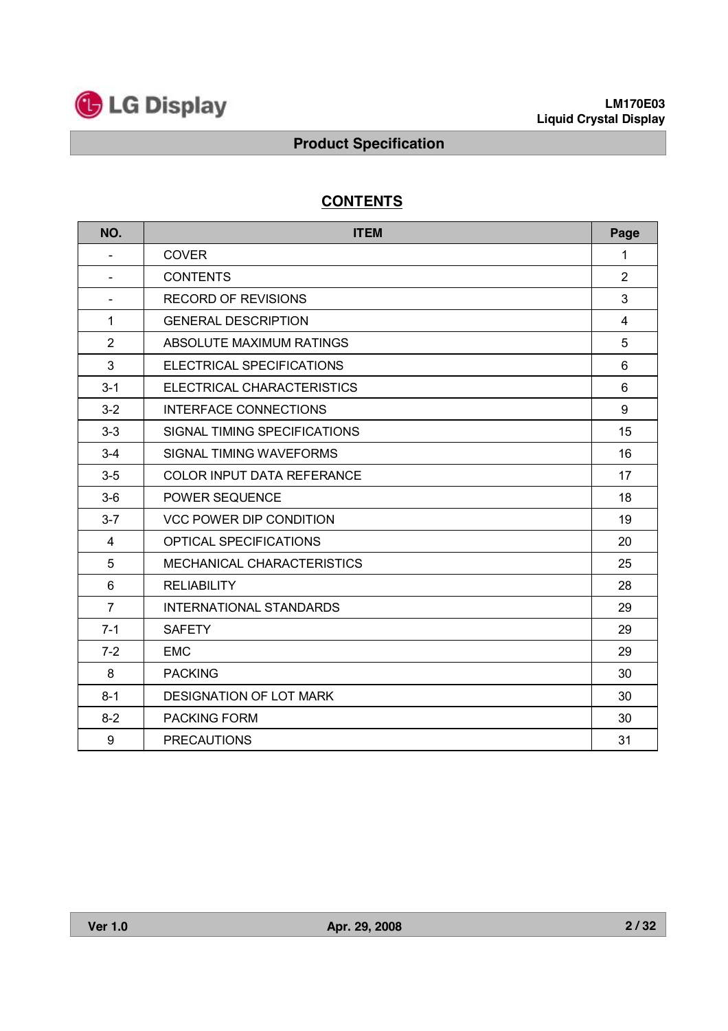## CONTENTS

| NO. | ITEM | Page |
|---|---|---|
| - | COVER | 1 |
| - | CONTENTS | 2 |
| - | RECORD OF REVISIONS | 3 |
| 1 | GENERAL DESCRIPTION | 4 |
| 2 | ABSOLUTE MAXIMUM RATINGS | 5 |
| 3 | ELECTRICAL SPECIFICATIONS | 6 |
| 3-1 | ELECTRICAL CHARACTERISTICS | 6 |
| 3-2 | INTERFACE CONNECTIONS | 9 |
| 3-3 | SIGNAL TIMING SPECIFICATIONS | 15 |
| 3-4 | SIGNAL TIMING WAVEFORMS | 16 |
| 3-5 | COLOR INPUT DATA REFERANCE | 17 |
| 3-6 | POWER SEQUENCE | 18 |
| 3-7 | VCC POWER DIP CONDITION | 19 |
| 4 | OPTICAL SPECIFICATIONS | 20 |
| 5 | MECHANICAL CHARACTERISTICS | 25 |
| 6 | RELIABILITY | 28 |
| 7 | INTERNATIONAL STANDARDS | 29 |
| 7-1 | SAFETY | 29 |
| 7-2 | EMC | 29 |
| 8 | PACKING | 30 |
| 8-1 | DESIGNATION OF LOT MARK | 30 |
| 8-2 | PACKING FORM | 30 |
| 9 | PRECAUTIONS | 31 |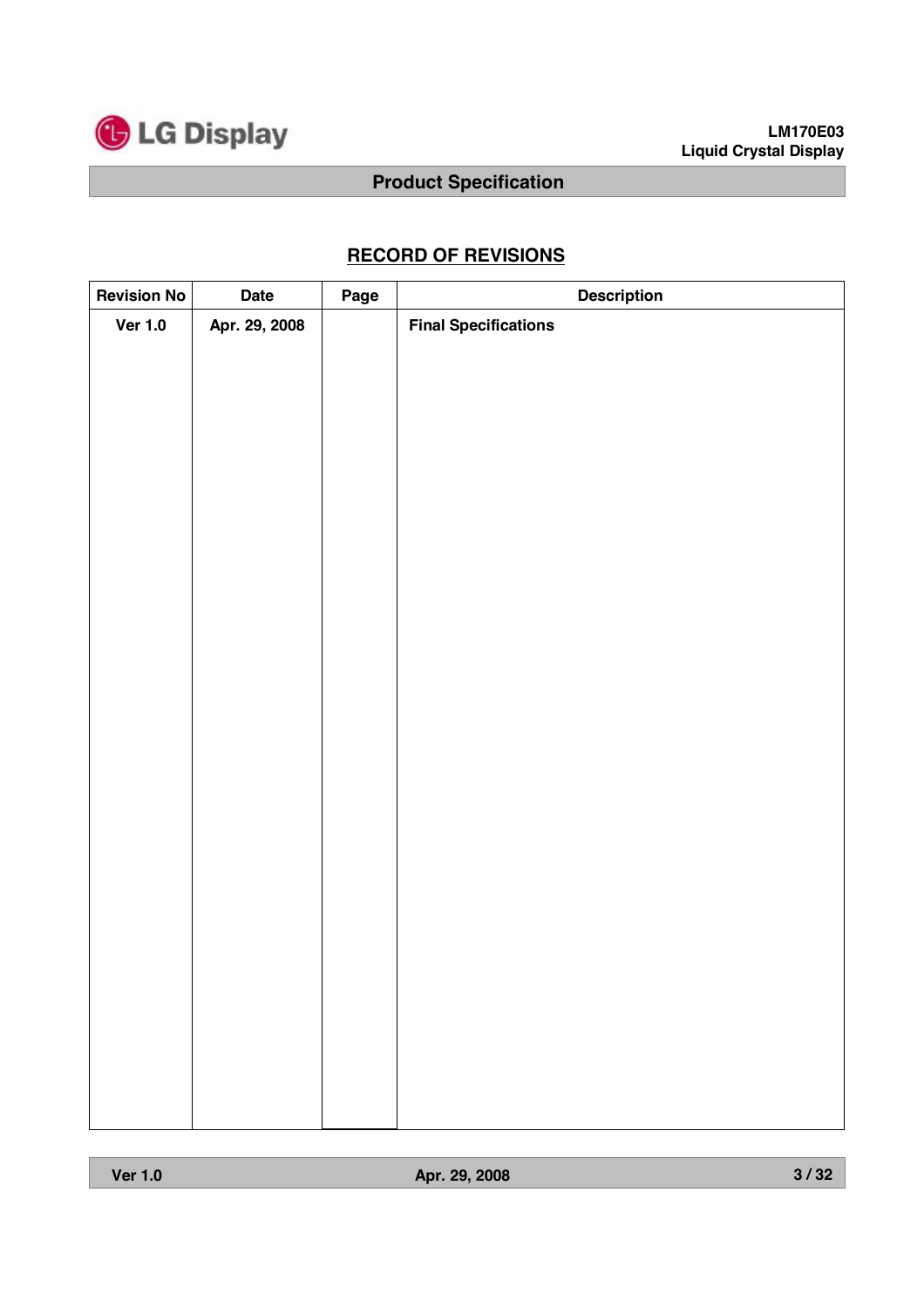## RECORD OF REVISIONS

| Revision No | Date | Page | Description |
|---|---|---|---|
| Ver 1.0 | Apr. 29, 2008 | | Final Specifications |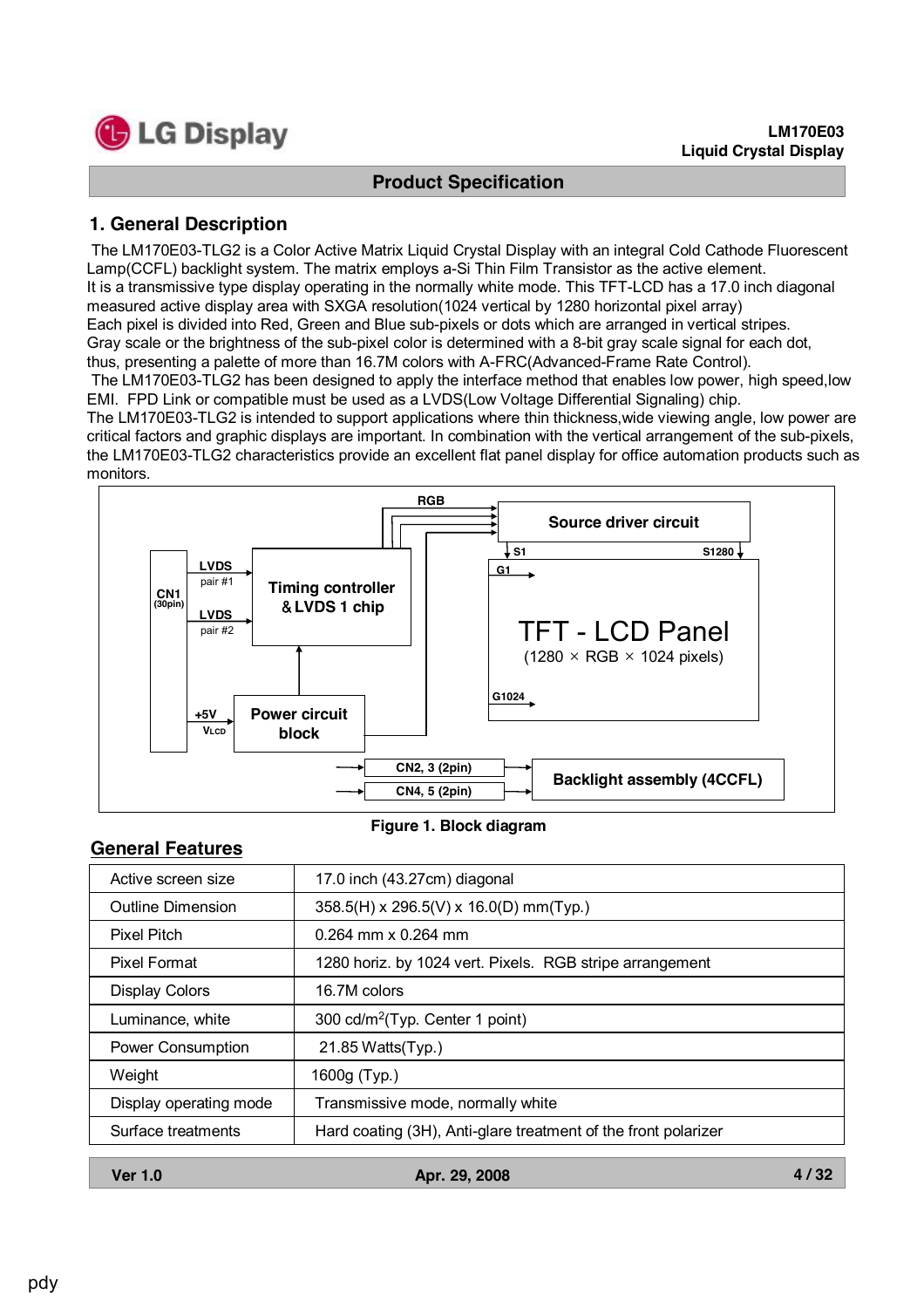## 1. General Description

The LM170E03-TLG2 is a Color Active Matrix Liquid Crystal Display with an integral Cold Cathode Fluorescent Lamp(CCFL) backlight system. The matrix employs a-Si Thin Film Transistor as the active element.
It is a transmissive type display operating in the normally white mode. This TFT-LCD has a 17.0 inch diagonal measured active display area with SXGA resolution(1024 vertical by 1280 horizontal pixel array)
Each pixel is divided into Red, Green and Blue sub-pixels or dots which are arranged in vertical stripes.
Gray scale or the brightness of the sub-pixel color is determined with a 8-bit gray scale signal for each dot, thus, presenting a palette of more than 16.7M colors with A-FRC(Advanced-Frame Rate Control).
The LM170E03-TLG2 has been designed to apply the interface method that enables low power, high speed,low EMI. FPD Link or compatible must be used as a LVDS(Low Voltage Differential Signaling) chip.
The LM170E03-TLG2 is intended to support applications where thin thickness,wide viewing angle, low power are critical factors and graphic displays are important. In combination with the vertical arrangement of the sub-pixels, the LM170E03-TLG2 characteristics provide an excellent flat panel display for office automation products such as monitors.

CN1 (30pin) | LVDS pair #1 | LVDS pair #2 | +5V | VLCD | Timing controller & LVDS 1 chip | Power circuit block | RGB | Source driver circuit | S1 | S1280 | G1 | G1024 | TFT - LCD Panel (1280 × RGB × 1024 pixels) | CN2, 3 (2pin) | CN4, 5 (2pin) | Backlight assembly (4CCFL)

Figure 1. Block diagram

### General Features

| | |
|---|---|
| Active screen size | 17.0 inch (43.27cm) diagonal |
| Outline Dimension | 358.5(H) x 296.5(V) x 16.0(D) mm(Typ.) |
| Pixel Pitch | 0.264 mm x 0.264 mm |
| Pixel Format | 1280 horiz. by 1024 vert. Pixels. RGB stripe arrangement |
| Display Colors | 16.7M colors |
| Luminance, white | 300 cd/m$^2$(Typ. Center 1 point) |
| Power Consumption | 21.85 Watts(Typ.) |
| Weight | 1600g (Typ.) |
| Display operating mode | Transmissive mode, normally white |
| Surface treatments | Hard coating (3H), Anti-glare treatment of the front polarizer |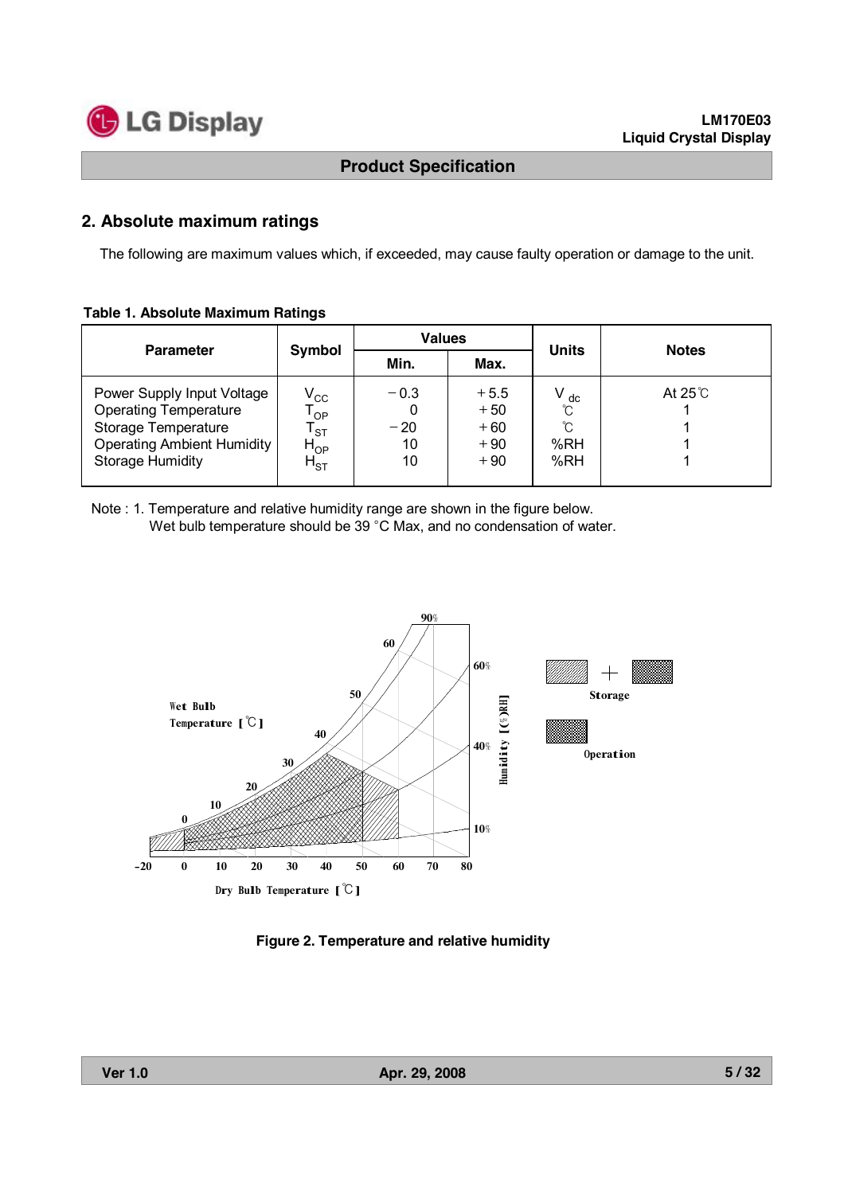## 2. Absolute maximum ratings

The following are maximum values which, if exceeded, may cause faulty operation or damage to the unit.

**Table 1. Absolute Maximum Ratings**

| Parameter | Symbol | Values | | Units | Notes |
|---|---|---|---|---|---|
| | | Min. | Max. | | |
| Power Supply Input Voltage | $V_{CC}$ | −0.3 | +5.5 | $V_{dc}$ | At 25℃ |
| Operating Temperature | $T_{OP}$ | 0 | +50 | ℃ | 1 |
| Storage Temperature | $T_{ST}$ | −20 | +60 | ℃ | 1 |
| Operating Ambient Humidity | $H_{OP}$ | 10 | +90 | %RH | 1 |
| Storage Humidity | $H_{ST}$ | 10 | +90 | %RH | 1 |

Note : 1. Temperature and relative humidity range are shown in the figure below.
Wet bulb temperature should be 39 °C Max, and no condensation of water.

Figure 2. Temperature and relative humidity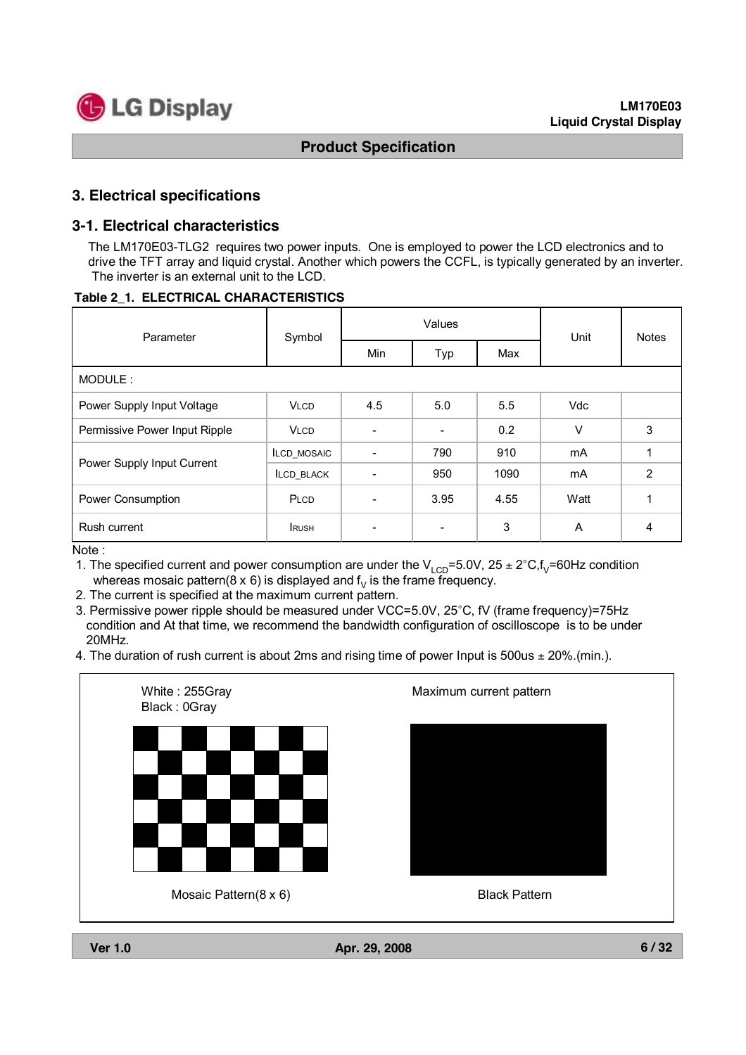## 3. Electrical specifications

### 3-1. Electrical characteristics

The LM170E03-TLG2 requires two power inputs. One is employed to power the LCD electronics and to drive the TFT array and liquid crystal. Another which powers the CCFL, is typically generated by an inverter. The inverter is an external unit to the LCD.

**Table 2_1. ELECTRICAL CHARACTERISTICS**

| Parameter | Symbol | Values | | | Unit | Notes |
|---|---|---|---|---|---|---|
| | | Min | Typ | Max | | |
| MODULE : | | | | | | |
| Power Supply Input Voltage | $V_{LCD}$ | 4.5 | 5.0 | 5.5 | Vdc | |
| Permissive Power Input Ripple | $V_{LCD}$ | - | - | 0.2 | V | 3 |
| Power Supply Input Current | $I_{LCD\_MOSAIC}$ | - | 790 | 910 | mA | 1 |
| | $I_{LCD\_BLACK}$ | - | 950 | 1090 | mA | 2 |
| Power Consumption | $P_{LCD}$ | - | 3.95 | 4.55 | Watt | 1 |
| Rush current | $I_{RUSH}$ | - | - | 3 | A | 4 |

Note :

1. The specified current and power consumption are under the $V_{LCD}$=5.0V, 25 ± 2°C,$f_V$=60Hz condition whereas mosaic pattern(8 x 6) is displayed and $f_V$ is the frame frequency.
2. The current is specified at the maximum current pattern.
3. Permissive power ripple should be measured under VCC=5.0V, 25°C, fV (frame frequency)=75Hz condition and At that time, we recommend the bandwidth configuration of oscilloscope is to be under 20MHz.
4. The duration of rush current is about 2ms and rising time of power Input is 500us ± 20%.(min.).

White : 255Gray
Black : 0Gray

Maximum current pattern

Mosaic Pattern(8 x 6)

Black Pattern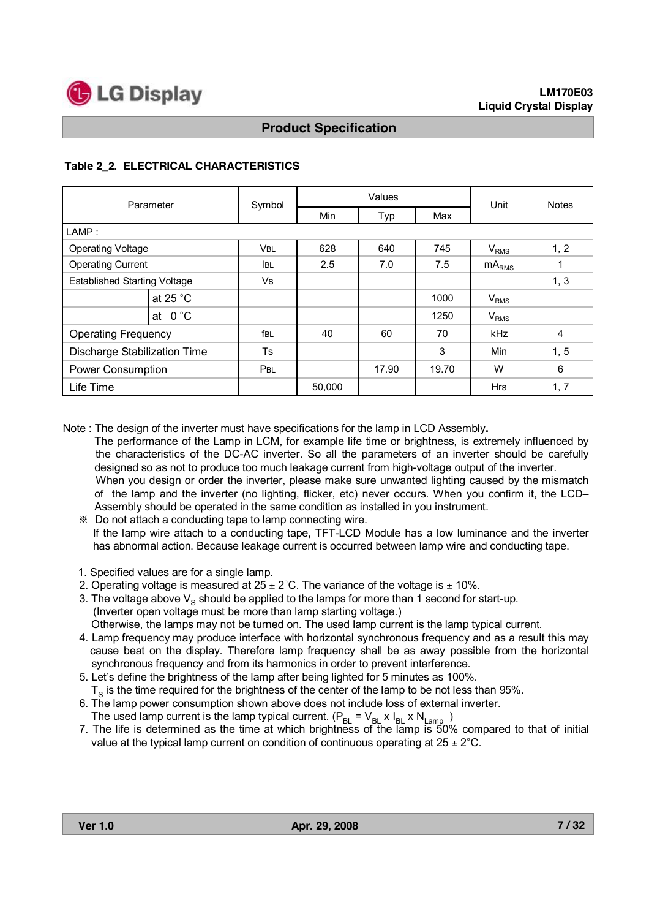### Table 2_2. ELECTRICAL CHARACTERISTICS

| Parameter | | Symbol | Values | | | Unit | Notes |
|---|---|---|---|---|---|---|---|
| | | | Min | Typ | Max | | |
| LAMP : | | | | | | | |
| Operating Voltage | | $V_{BL}$ | 628 | 640 | 745 | $V_{RMS}$ | 1, 2 |
| Operating Current | | $I_{BL}$ | 2.5 | 7.0 | 7.5 | $mA_{RMS}$ | 1 |
| Established Starting Voltage | | Vs | | | | | 1, 3 |
| | at 25 °C | | | | 1000 | $V_{RMS}$ | |
| | at 0 °C | | | | 1250 | $V_{RMS}$ | |
| Operating Frequency | | $f_{BL}$ | 40 | 60 | 70 | kHz | 4 |
| Discharge Stabilization Time | | Ts | | | 3 | Min | 1, 5 |
| Power Consumption | | $P_{BL}$ | | 17.90 | 19.70 | W | 6 |
| Life Time | | | 50,000 | | | Hrs | 1, 7 |

Note : The design of the inverter must have specifications for the lamp in LCD Assembly.
The performance of the Lamp in LCM, for example life time or brightness, is extremely influenced by the characteristics of the DC-AC inverter. So all the parameters of an inverter should be carefully designed so as not to produce too much leakage current from high-voltage output of the inverter.
When you design or order the inverter, please make sure unwanted lighting caused by the mismatch of the lamp and the inverter (no lighting, flicker, etc) never occurs. When you confirm it, the LCD–Assembly should be operated in the same condition as installed in you instrument.

※ Do not attach a conducting tape to lamp connecting wire.
If the lamp wire attach to a conducting tape, TFT-LCD Module has a low luminance and the inverter has abnormal action. Because leakage current is occurred between lamp wire and conducting tape.

1. Specified values are for a single lamp.
2. Operating voltage is measured at 25 ± 2°C. The variance of the voltage is ± 10%.
3. The voltage above $V_S$ should be applied to the lamps for more than 1 second for start-up.
   (Inverter open voltage must be more than lamp starting voltage.)
   Otherwise, the lamps may not be turned on. The used lamp current is the lamp typical current.
4. Lamp frequency may produce interface with horizontal synchronous frequency and as a result this may cause beat on the display. Therefore lamp frequency shall be as away possible from the horizontal synchronous frequency and from its harmonics in order to prevent interference.
5. Let's define the brightness of the lamp after being lighted for 5 minutes as 100%.
   $T_S$ is the time required for the brightness of the center of the lamp to be not less than 95%.
6. The lamp power consumption shown above does not include loss of external inverter.
   The used lamp current is the lamp typical current. ($P_{BL} = V_{BL} \times I_{BL} \times N_{Lamp}$ )
7. The life is determined as the time at which brightness of the lamp is 50% compared to that of initial value at the typical lamp current on condition of continuous operating at 25 ± 2°C.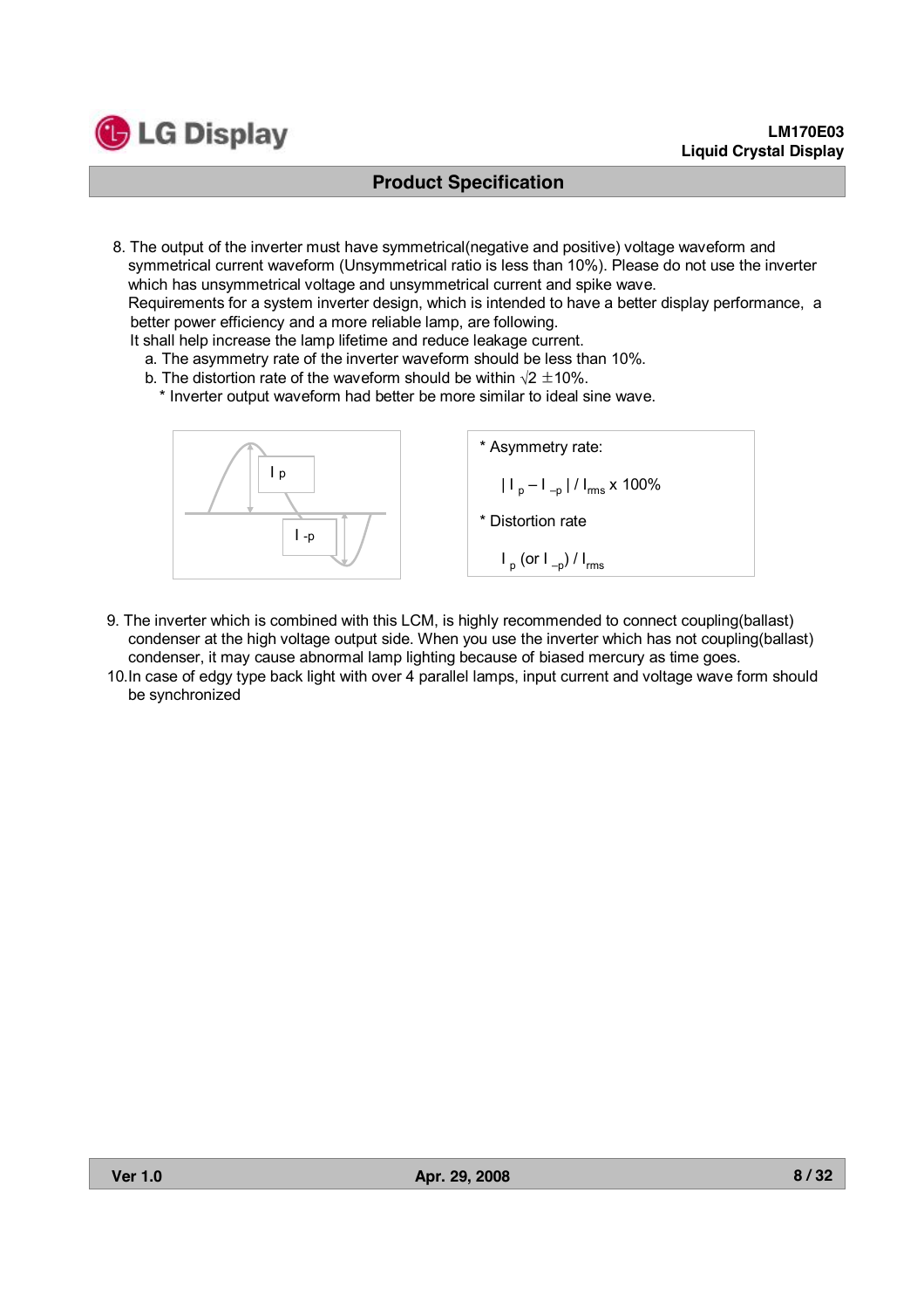8. The output of the inverter must have symmetrical(negative and positive) voltage waveform and symmetrical current waveform (Unsymmetrical ratio is less than 10%). Please do not use the inverter which has unsymmetrical voltage and unsymmetrical current and spike wave.
   Requirements for a system inverter design, which is intended to have a better display performance, a better power efficiency and a more reliable lamp, are following.
   It shall help increase the lamp lifetime and reduce leakage current.
   a. The asymmetry rate of the inverter waveform should be less than 10%.
   b. The distortion rate of the waveform should be within $\sqrt{2} \pm 10\%$.
      * Inverter output waveform had better be more similar to ideal sine wave.

$I_p$

$I_{-p}$

* Asymmetry rate:

  $| I_p - I_{-p} | / I_{rms} \times 100\%$

* Distortion rate

  $I_p$ (or $I_{-p}$) / $I_{rms}$

9. The inverter which is combined with this LCM, is highly recommended to connect coupling(ballast) condenser at the high voltage output side. When you use the inverter which has not coupling(ballast) condenser, it may cause abnormal lamp lighting because of biased mercury as time goes.
10. In case of edgy type back light with over 4 parallel lamps, input current and voltage wave form should be synchronized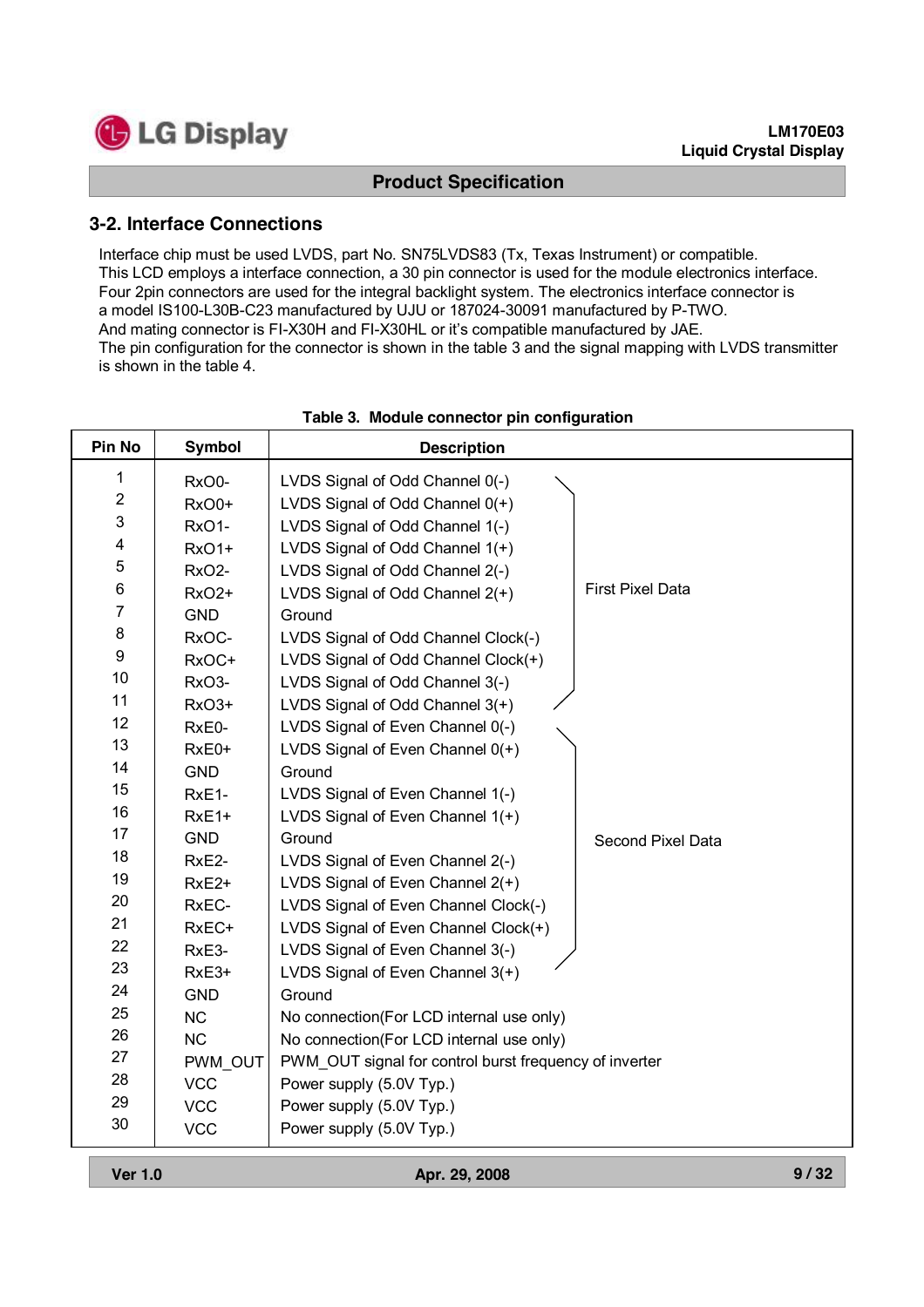## 3-2. Interface Connections

Interface chip must be used LVDS, part No. SN75LVDS83 (Tx, Texas Instrument) or compatible.
This LCD employs a interface connection, a 30 pin connector is used for the module electronics interface.
Four 2pin connectors are used for the integral backlight system. The electronics interface connector is a model IS100-L30B-C23 manufactured by UJU or 187024-30091 manufactured by P-TWO.
And mating connector is FI-X30H and FI-X30HL or it's compatible manufactured by JAE.
The pin configuration for the connector is shown in the table 3 and the signal mapping with LVDS transmitter is shown in the table 4.

**Table 3. Module connector pin configuration**

| Pin No | Symbol | Description | |
|---|---|---|---|
| 1 | RxO0- | LVDS Signal of Odd Channel 0(-) | First Pixel Data |
| 2 | RxO0+ | LVDS Signal of Odd Channel 0(+) | |
| 3 | RxO1- | LVDS Signal of Odd Channel 1(-) | |
| 4 | RxO1+ | LVDS Signal of Odd Channel 1(+) | |
| 5 | RxO2- | LVDS Signal of Odd Channel 2(-) | |
| 6 | RxO2+ | LVDS Signal of Odd Channel 2(+) | |
| 7 | GND | Ground | |
| 8 | RxOC- | LVDS Signal of Odd Channel Clock(-) | |
| 9 | RxOC+ | LVDS Signal of Odd Channel Clock(+) | |
| 10 | RxO3- | LVDS Signal of Odd Channel 3(-) | |
| 11 | RxO3+ | LVDS Signal of Odd Channel 3(+) | |
| 12 | RxE0- | LVDS Signal of Even Channel 0(-) | Second Pixel Data |
| 13 | RxE0+ | LVDS Signal of Even Channel 0(+) | |
| 14 | GND | Ground | |
| 15 | RxE1- | LVDS Signal of Even Channel 1(-) | |
| 16 | RxE1+ | LVDS Signal of Even Channel 1(+) | |
| 17 | GND | Ground | |
| 18 | RxE2- | LVDS Signal of Even Channel 2(-) | |
| 19 | RxE2+ | LVDS Signal of Even Channel 2(+) | |
| 20 | RxEC- | LVDS Signal of Even Channel Clock(-) | |
| 21 | RxEC+ | LVDS Signal of Even Channel Clock(+) | |
| 22 | RxE3- | LVDS Signal of Even Channel 3(-) | |
| 23 | RxE3+ | LVDS Signal of Even Channel 3(+) | |
| 24 | GND | Ground | |
| 25 | NC | No connection(For LCD internal use only) | |
| 26 | NC | No connection(For LCD internal use only) | |
| 27 | PWM_OUT | PWM_OUT signal for control burst frequency of inverter | |
| 28 | VCC | Power supply (5.0V Typ.) | |
| 29 | VCC | Power supply (5.0V Typ.) | |
| 30 | VCC | Power supply (5.0V Typ.) | |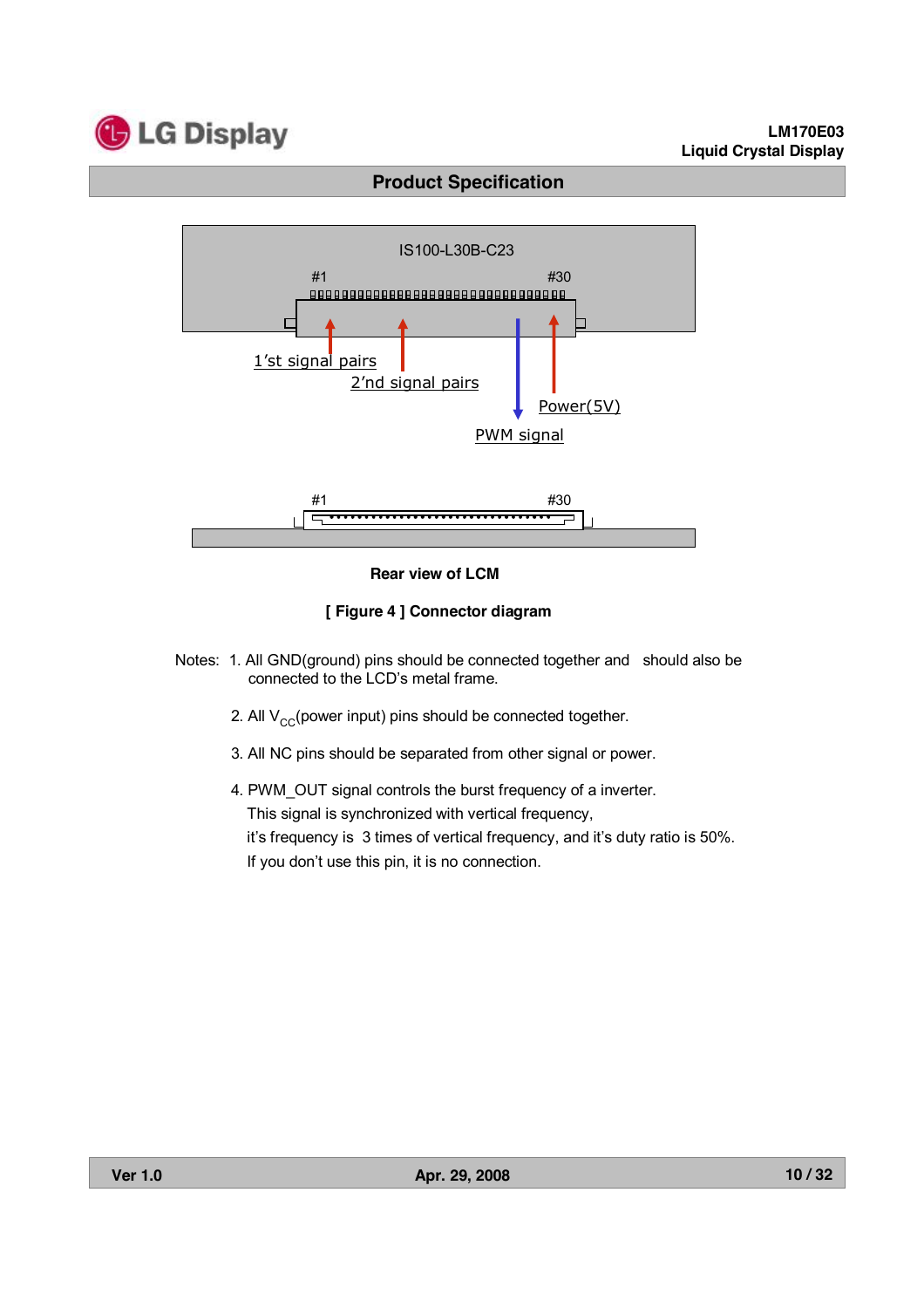IS100-L30B-C23

#1 #30

1'st signal pairs

2'nd signal pairs

Power(5V)

PWM signal

#1 #30

**Rear view of LCM**

**[ Figure 4 ] Connector diagram**

Notes: 1. All GND(ground) pins should be connected together and should also be connected to the LCD's metal frame.

2. All $V_{CC}$(power input) pins should be connected together.

3. All NC pins should be separated from other signal or power.

4. PWM_OUT signal controls the burst frequency of a inverter.
This signal is synchronized with vertical frequency,
it's frequency is 3 times of vertical frequency, and it's duty ratio is 50%.
If you don't use this pin, it is no connection.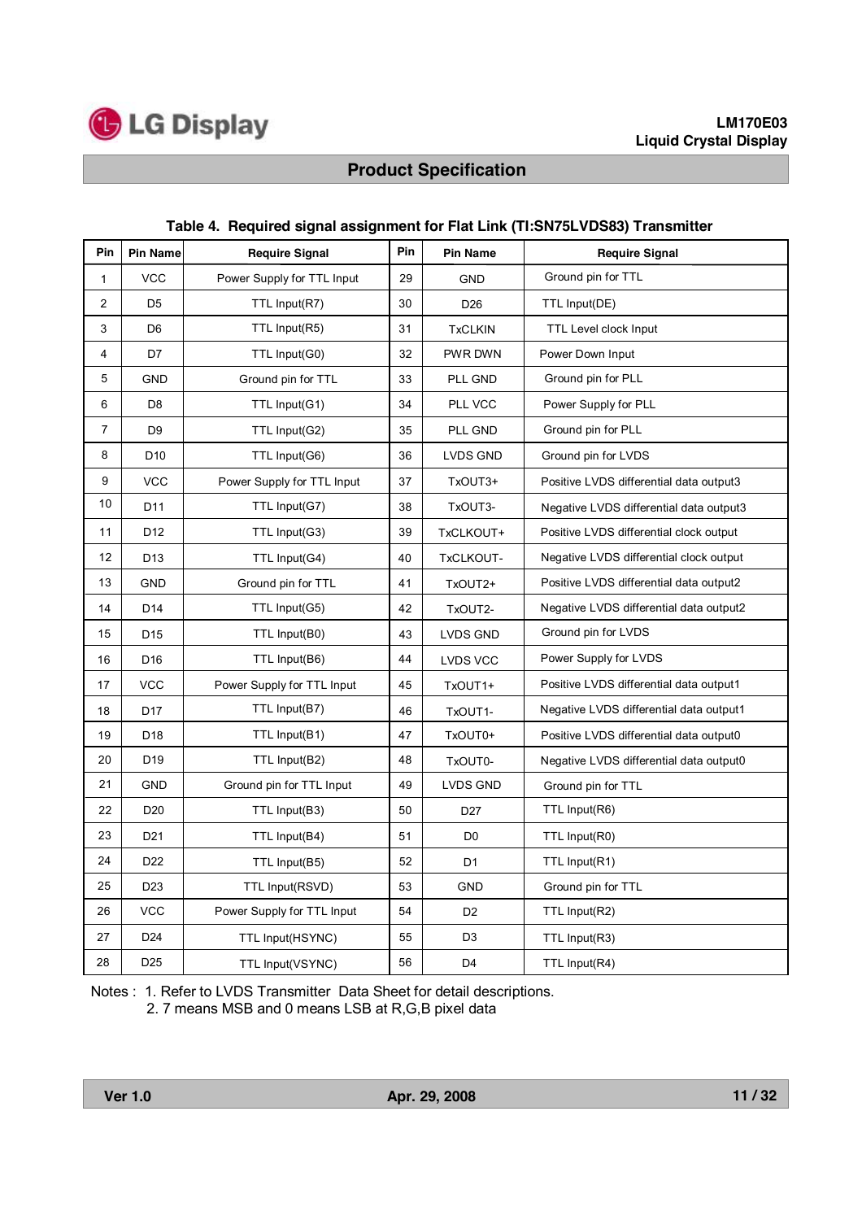**Table 4. Required signal assignment for Flat Link (TI:SN75LVDS83) Transmitter**

| Pin | Pin Name | Require Signal | Pin | Pin Name | Require Signal |
|---|---|---|---|---|---|
| 1 | VCC | Power Supply for TTL Input | 29 | GND | Ground pin for TTL |
| 2 | D5 | TTL Input(R7) | 30 | D26 | TTL Input(DE) |
| 3 | D6 | TTL Input(R5) | 31 | TxCLKIN | TTL Level clock Input |
| 4 | D7 | TTL Input(G0) | 32 | PWR DWN | Power Down Input |
| 5 | GND | Ground pin for TTL | 33 | PLL GND | Ground pin for PLL |
| 6 | D8 | TTL Input(G1) | 34 | PLL VCC | Power Supply for PLL |
| 7 | D9 | TTL Input(G2) | 35 | PLL GND | Ground pin for PLL |
| 8 | D10 | TTL Input(G6) | 36 | LVDS GND | Ground pin for LVDS |
| 9 | VCC | Power Supply for TTL Input | 37 | TxOUT3+ | Positive LVDS differential data output3 |
| 10 | D11 | TTL Input(G7) | 38 | TxOUT3- | Negative LVDS differential data output3 |
| 11 | D12 | TTL Input(G3) | 39 | TxCLKOUT+ | Positive LVDS differential clock output |
| 12 | D13 | TTL Input(G4) | 40 | TxCLKOUT- | Negative LVDS differential clock output |
| 13 | GND | Ground pin for TTL | 41 | TxOUT2+ | Positive LVDS differential data output2 |
| 14 | D14 | TTL Input(G5) | 42 | TxOUT2- | Negative LVDS differential data output2 |
| 15 | D15 | TTL Input(B0) | 43 | LVDS GND | Ground pin for LVDS |
| 16 | D16 | TTL Input(B6) | 44 | LVDS VCC | Power Supply for LVDS |
| 17 | VCC | Power Supply for TTL Input | 45 | TxOUT1+ | Positive LVDS differential data output1 |
| 18 | D17 | TTL Input(B7) | 46 | TxOUT1- | Negative LVDS differential data output1 |
| 19 | D18 | TTL Input(B1) | 47 | TxOUT0+ | Positive LVDS differential data output0 |
| 20 | D19 | TTL Input(B2) | 48 | TxOUT0- | Negative LVDS differential data output0 |
| 21 | GND | Ground pin for TTL Input | 49 | LVDS GND | Ground pin for TTL |
| 22 | D20 | TTL Input(B3) | 50 | D27 | TTL Input(R6) |
| 23 | D21 | TTL Input(B4) | 51 | D0 | TTL Input(R0) |
| 24 | D22 | TTL Input(B5) | 52 | D1 | TTL Input(R1) |
| 25 | D23 | TTL Input(RSVD) | 53 | GND | Ground pin for TTL |
| 26 | VCC | Power Supply for TTL Input | 54 | D2 | TTL Input(R2) |
| 27 | D24 | TTL Input(HSYNC) | 55 | D3 | TTL Input(R3) |
| 28 | D25 | TTL Input(VSYNC) | 56 | D4 | TTL Input(R4) |

Notes : 1. Refer to LVDS Transmitter Data Sheet for detail descriptions.
2. 7 means MSB and 0 means LSB at R,G,B pixel data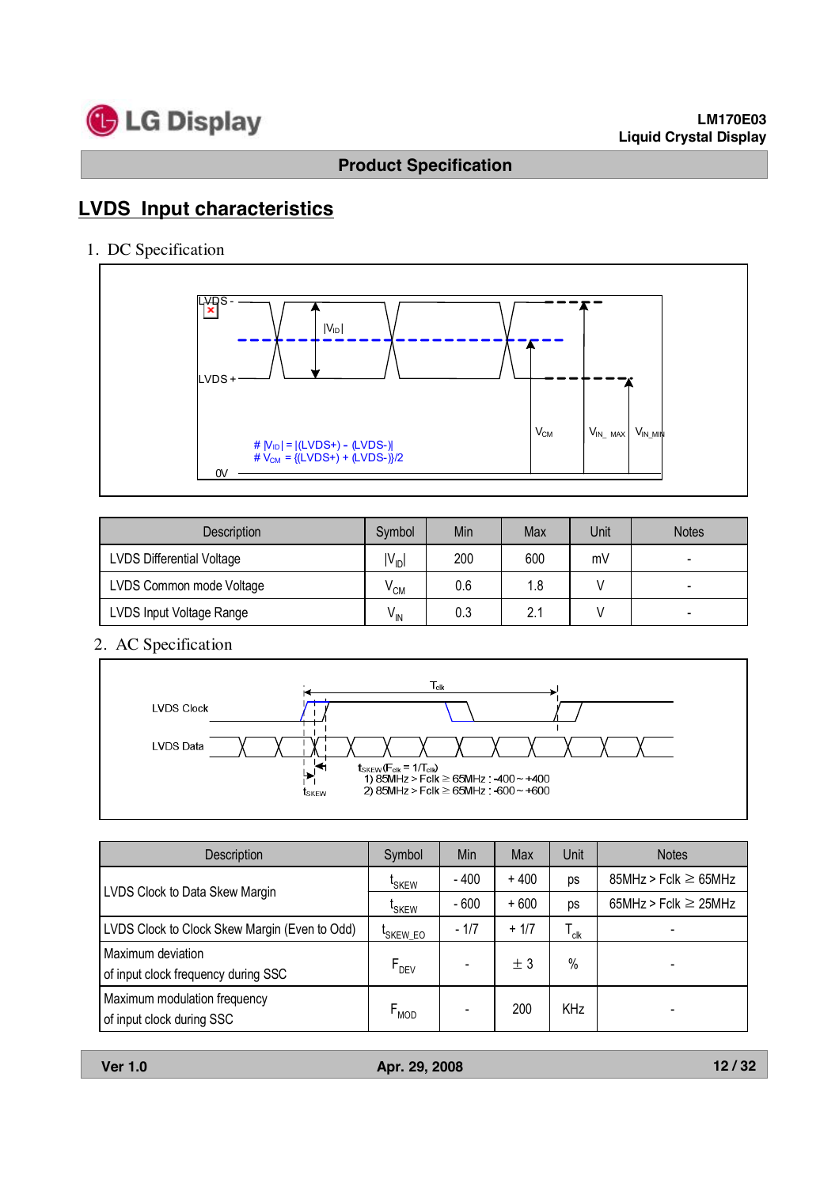## LVDS Input characteristics

1. DC Specification

| Description | Symbol | Min | Max | Unit | Notes |
|---|---|---|---|---|---|
| LVDS Differential Voltage | $\|V_{ID}\|$ | 200 | 600 | mV | - |
| LVDS Common mode Voltage | $V_{CM}$ | 0.6 | 1.8 | V | - |
| LVDS Input Voltage Range | $V_{IN}$ | 0.3 | 2.1 | V | - |

2. AC Specification

| Description | Symbol | Min | Max | Unit | Notes |
|---|---|---|---|---|---|
| LVDS Clock to Data Skew Margin | $t_{SKEW}$ | - 400 | + 400 | ps | 85MHz > Fclk ≥ 65MHz |
| | $t_{SKEW}$ | - 600 | + 600 | ps | 65MHz > Fclk ≥ 25MHz |
| LVDS Clock to Clock Skew Margin (Even to Odd) | $t_{SKEW\_EO}$ | - 1/7 | + 1/7 | $T_{clk}$ | - |
| Maximum deviation of input clock frequency during SSC | $F_{DEV}$ | - | ± 3 | % | - |
| Maximum modulation frequency of input clock during SSC | $F_{MOD}$ | - | 200 | KHz | - |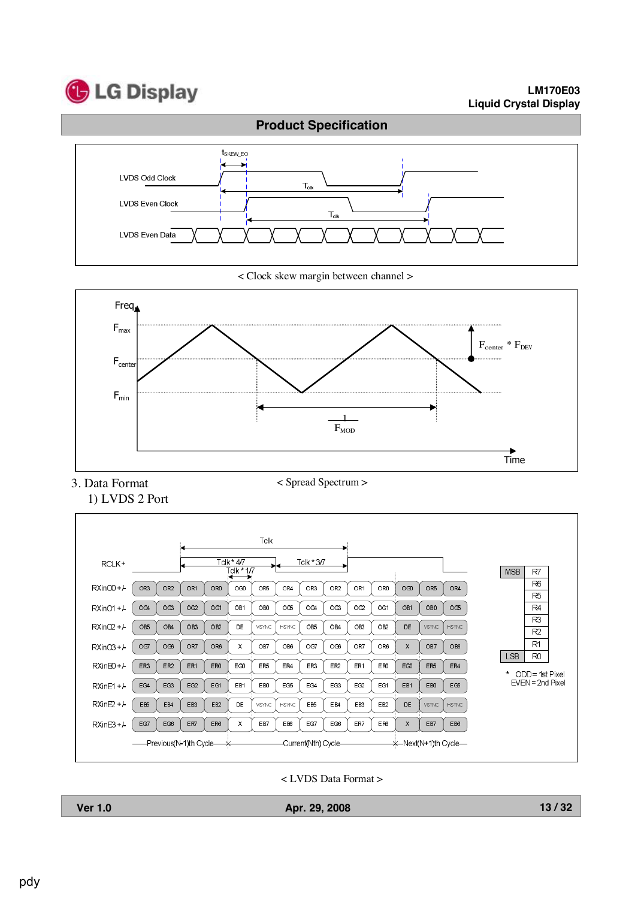< Clock skew margin between channel >

< Spread Spectrum >

### 3. Data Format

#### 1) LVDS 2 Port

| MSB | R7 |
|---|---|
| | R6 |
| | R5 |
| | R4 |
| | R3 |
| | R2 |
| | R1 |
| LSB | R0 |

* ODD = 1st Pixel
EVEN = 2nd Pixel

< LVDS Data Format >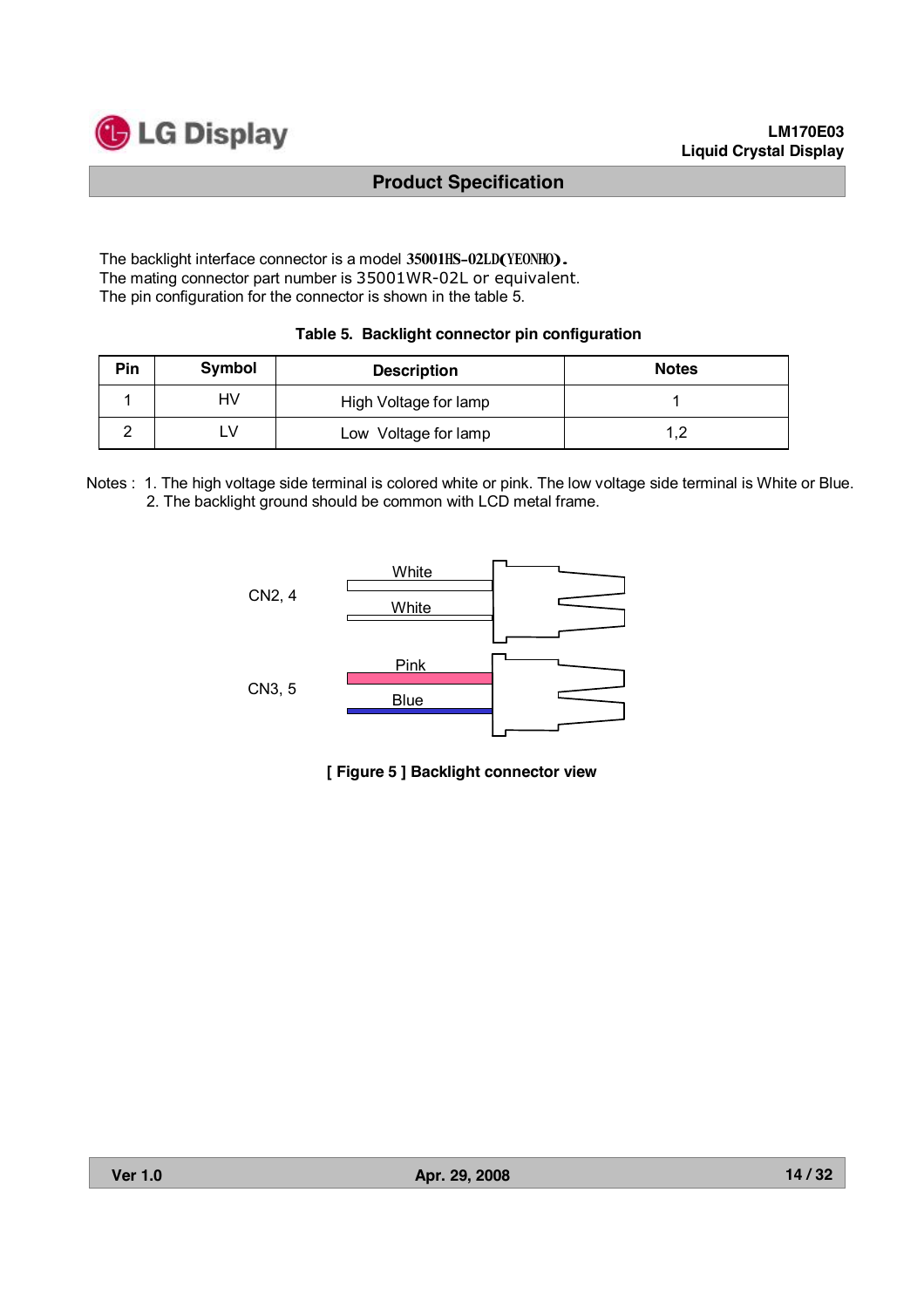The backlight interface connector is a model 35001HS-02LD(YEONHO).
The mating connector part number is 35001WR-02L or equivalent.
The pin configuration for the connector is shown in the table 5.

**Table 5. Backlight connector pin configuration**

| Pin | Symbol | Description | Notes |
|---|---|---|---|
| 1 | HV | High Voltage for lamp | 1 |
| 2 | LV | Low Voltage for lamp | 1,2 |

Notes : 1. The high voltage side terminal is colored white or pink. The low voltage side terminal is White or Blue.
2. The backlight ground should be common with LCD metal frame.

CN2, 4 — White, White

CN3, 5 — Pink, Blue

**[ Figure 5 ] Backlight connector view**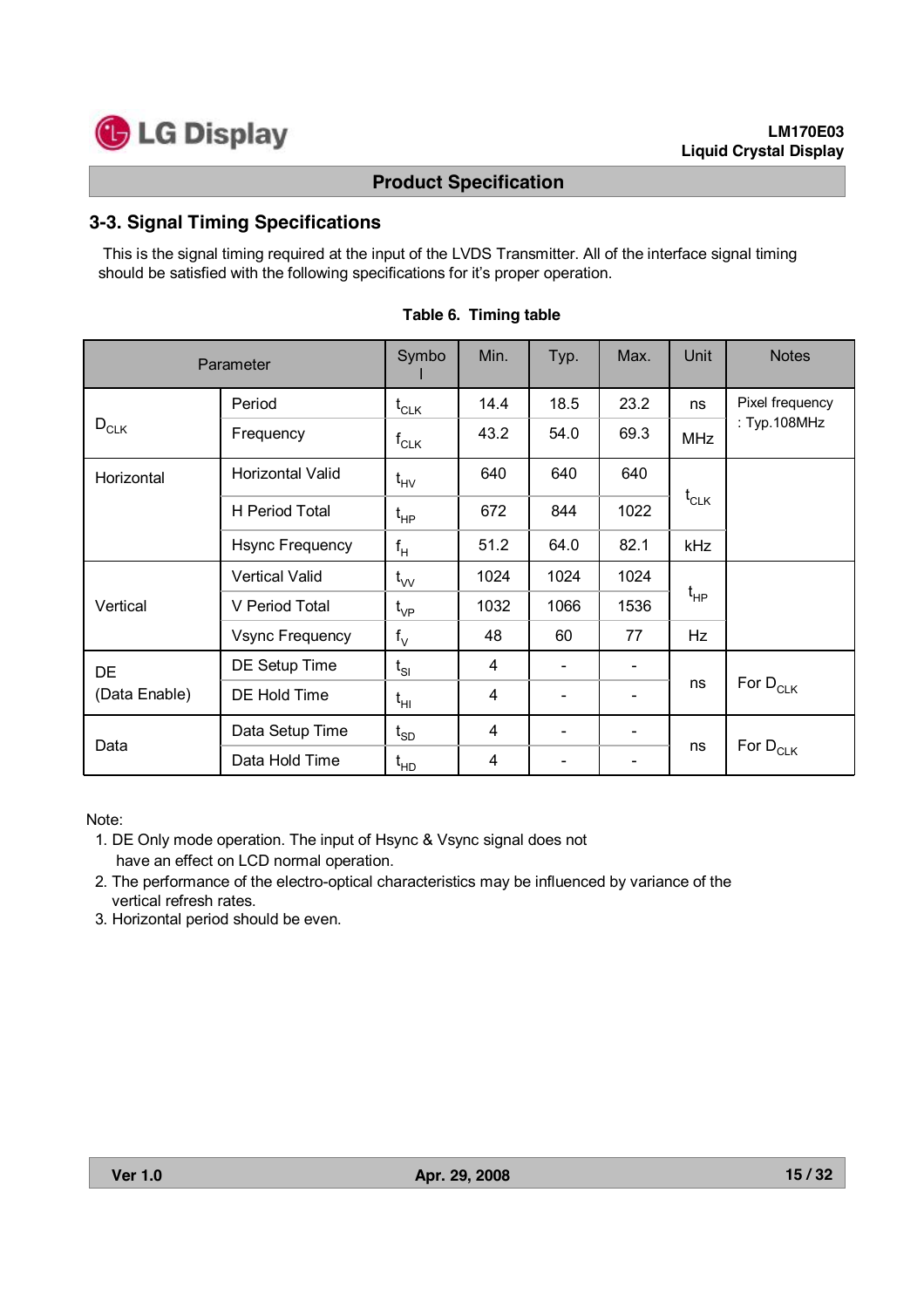## 3-3. Signal Timing Specifications

This is the signal timing required at the input of the LVDS Transmitter. All of the interface signal timing should be satisfied with the following specifications for it's proper operation.

**Table 6. Timing table**

| Parameter | | Symbol | Min. | Typ. | Max. | Unit | Notes |
|---|---|---|---|---|---|---|---|
| $D_{CLK}$ | Period | $t_{CLK}$ | 14.4 | 18.5 | 23.2 | ns | Pixel frequency : Typ.108MHz |
| | Frequency | $f_{CLK}$ | 43.2 | 54.0 | 69.3 | MHz | |
| Horizontal | Horizontal Valid | $t_{HV}$ | 640 | 640 | 640 | $t_{CLK}$ | |
| | H Period Total | $t_{HP}$ | 672 | 844 | 1022 | $t_{CLK}$ | |
| | Hsync Frequency | $f_H$ | 51.2 | 64.0 | 82.1 | kHz | |
| Vertical | Vertical Valid | $t_{VV}$ | 1024 | 1024 | 1024 | $t_{HP}$ | |
| | V Period Total | $t_{VP}$ | 1032 | 1066 | 1536 | $t_{HP}$ | |
| | Vsync Frequency | $f_V$ | 48 | 60 | 77 | Hz | |
| DE (Data Enable) | DE Setup Time | $t_{SI}$ | 4 | - | - | ns | For $D_{CLK}$ |
| | DE Hold Time | $t_{HI}$ | 4 | - | - | ns | |
| Data | Data Setup Time | $t_{SD}$ | 4 | - | - | ns | For $D_{CLK}$ |
| | Data Hold Time | $t_{HD}$ | 4 | - | - | ns | |

Note:

1. DE Only mode operation. The input of Hsync & Vsync signal does not have an effect on LCD normal operation.
2. The performance of the electro-optical characteristics may be influenced by variance of the vertical refresh rates.
3. Horizontal period should be even.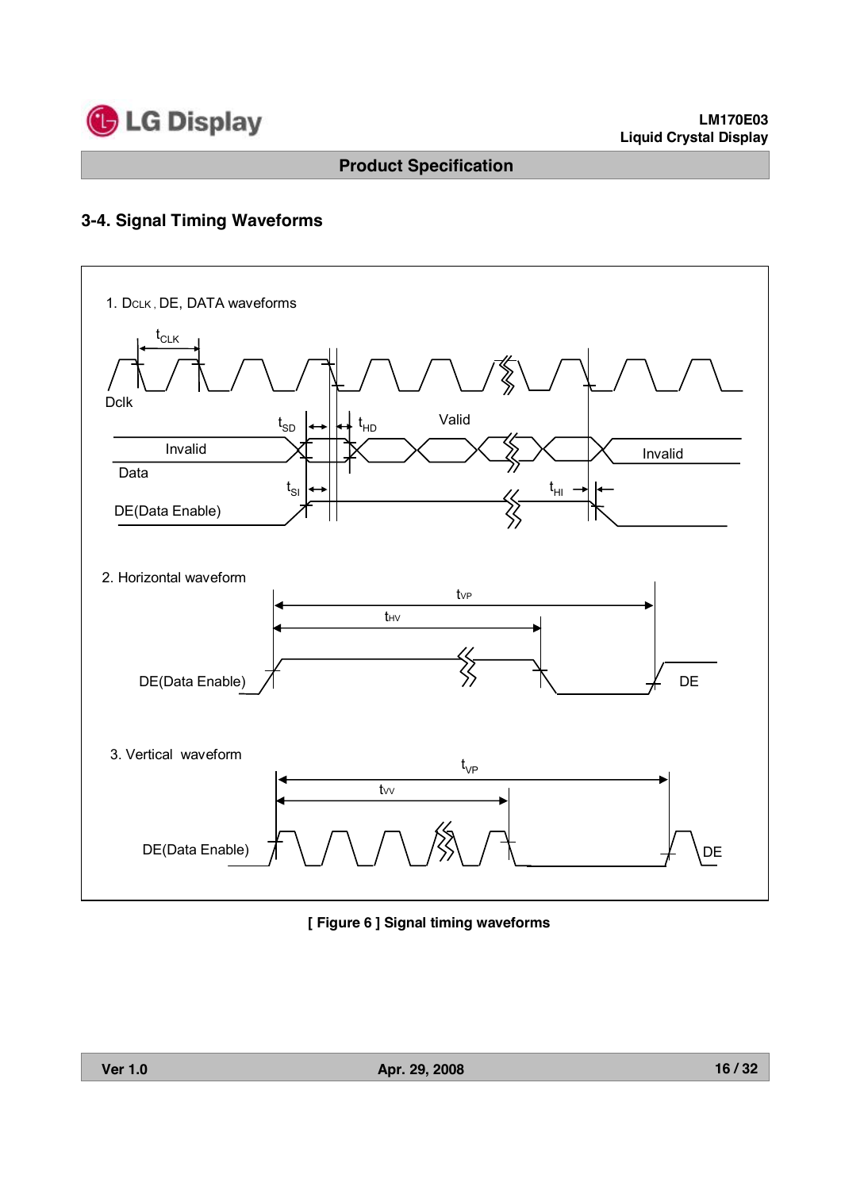### 3-4. Signal Timing Waveforms

1. $D_{CLK}$, DE, DATA waveforms

$t_{CLK}$

Dclk

$t_{SD}$ $t_{HD}$ Valid

Invalid Invalid

Data

$t_{SI}$ $t_{HI}$

DE(Data Enable)

2. Horizontal waveform

$t_{VP}$

$t_{HV}$

DE(Data Enable) DE

3. Vertical waveform

$t_{VP}$

$t_{VV}$

DE(Data Enable) DE

**[ Figure 6 ] Signal timing waveforms**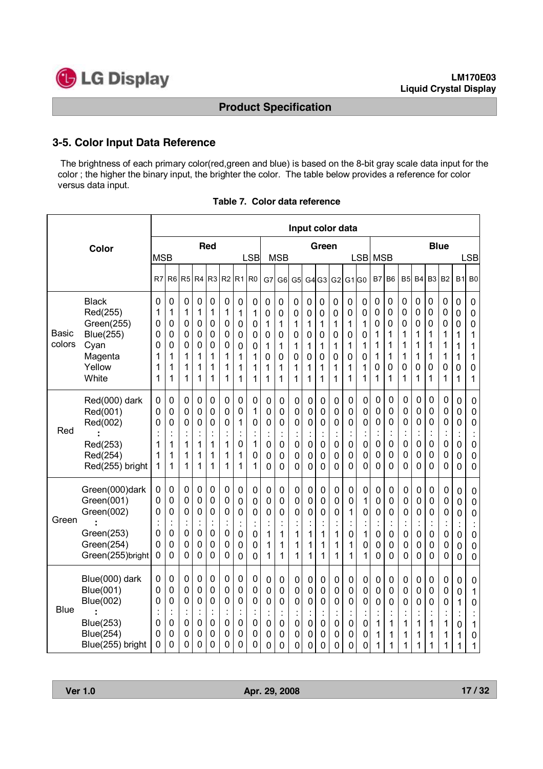## 3-5. Color Input Data Reference

The brightness of each primary color(red,green and blue) is based on the 8-bit gray scale data input for the color ; the higher the binary input, the brighter the color. The table below provides a reference for color versus data input.

**Table 7. Color data reference**

| Color | | Red MSB | | | | | | | Red LSB | Green MSB | | | | | | | Green LSB | Blue MSB | | | | | | | Blue LSB |
|---|---|---|---|---|---|---|---|---|---|---|---|---|---|---|---|---|---|---|---|---|---|---|---|---|---|
| | | R7 | R6 | R5 | R4 | R3 | R2 | R1 | R0 | G7 | G6 | G5 | G4 | G3 | G2 | G1 | G0 | B7 | B6 | B5 | B4 | B3 | B2 | B1 | B0 |
| Basic colors | Black | 0 | 0 | 0 | 0 | 0 | 0 | 0 | 0 | 0 | 0 | 0 | 0 | 0 | 0 | 0 | 0 | 0 | 0 | 0 | 0 | 0 | 0 | 0 | 0 |
| | Red(255) | 1 | 1 | 1 | 1 | 1 | 1 | 1 | 1 | 0 | 0 | 0 | 0 | 0 | 0 | 0 | 0 | 0 | 0 | 0 | 0 | 0 | 0 | 0 | 0 |
| | Green(255) | 0 | 0 | 0 | 0 | 0 | 0 | 0 | 0 | 1 | 1 | 1 | 1 | 1 | 1 | 1 | 1 | 0 | 0 | 0 | 0 | 0 | 0 | 0 | 0 |
| | Blue(255) | 0 | 0 | 0 | 0 | 0 | 0 | 0 | 0 | 0 | 0 | 0 | 0 | 0 | 0 | 0 | 0 | 1 | 1 | 1 | 1 | 1 | 1 | 1 | 1 |
| | Cyan | 0 | 0 | 0 | 0 | 0 | 0 | 0 | 0 | 1 | 1 | 1 | 1 | 1 | 1 | 1 | 1 | 1 | 1 | 1 | 1 | 1 | 1 | 1 | 1 |
| | Magenta | 1 | 1 | 1 | 1 | 1 | 1 | 1 | 1 | 0 | 0 | 0 | 0 | 0 | 0 | 0 | 0 | 1 | 1 | 1 | 1 | 1 | 1 | 1 | 1 |
| | Yellow | 1 | 1 | 1 | 1 | 1 | 1 | 1 | 1 | 1 | 1 | 1 | 1 | 1 | 1 | 1 | 1 | 0 | 0 | 0 | 0 | 0 | 0 | 0 | 0 |
| | White | 1 | 1 | 1 | 1 | 1 | 1 | 1 | 1 | 1 | 1 | 1 | 1 | 1 | 1 | 1 | 1 | 1 | 1 | 1 | 1 | 1 | 1 | 1 | 1 |
| Red | Red(000) dark | 0 | 0 | 0 | 0 | 0 | 0 | 0 | 0 | 0 | 0 | 0 | 0 | 0 | 0 | 0 | 0 | 0 | 0 | 0 | 0 | 0 | 0 | 0 | 0 |
| | Red(001) | 0 | 0 | 0 | 0 | 0 | 0 | 0 | 1 | 0 | 0 | 0 | 0 | 0 | 0 | 0 | 0 | 0 | 0 | 0 | 0 | 0 | 0 | 0 | 0 |
| | Red(002) | 0 | 0 | 0 | 0 | 0 | 0 | 1 | 0 | 0 | 0 | 0 | 0 | 0 | 0 | 0 | 0 | 0 | 0 | 0 | 0 | 0 | 0 | 0 | 0 |
| | : | : | : | : | : | : | : | : | : | : | : | : | : | : | : | : | : | : | : | : | : | : | : | : | : |
| | Red(253) | 1 | 1 | 1 | 1 | 1 | 1 | 0 | 1 | 0 | 0 | 0 | 0 | 0 | 0 | 0 | 0 | 0 | 0 | 0 | 0 | 0 | 0 | 0 | 0 |
| | Red(254) | 1 | 1 | 1 | 1 | 1 | 1 | 1 | 0 | 0 | 0 | 0 | 0 | 0 | 0 | 0 | 0 | 0 | 0 | 0 | 0 | 0 | 0 | 0 | 0 |
| | Red(255) bright | 1 | 1 | 1 | 1 | 1 | 1 | 1 | 1 | 0 | 0 | 0 | 0 | 0 | 0 | 0 | 0 | 0 | 0 | 0 | 0 | 0 | 0 | 0 | 0 |
| Green | Green(000)dark | 0 | 0 | 0 | 0 | 0 | 0 | 0 | 0 | 0 | 0 | 0 | 0 | 0 | 0 | 0 | 0 | 0 | 0 | 0 | 0 | 0 | 0 | 0 | 0 |
| | Green(001) | 0 | 0 | 0 | 0 | 0 | 0 | 0 | 0 | 0 | 0 | 0 | 0 | 0 | 0 | 0 | 1 | 0 | 0 | 0 | 0 | 0 | 0 | 0 | 0 |
| | Green(002) | 0 | 0 | 0 | 0 | 0 | 0 | 0 | 0 | 0 | 0 | 0 | 0 | 0 | 0 | 1 | 0 | 0 | 0 | 0 | 0 | 0 | 0 | 0 | 0 |
| | : | : | : | : | : | : | : | : | : | : | : | : | : | : | : | : | : | : | : | : | : | : | : | : | : |
| | Green(253) | 0 | 0 | 0 | 0 | 0 | 0 | 0 | 0 | 1 | 1 | 1 | 1 | 1 | 1 | 0 | 1 | 0 | 0 | 0 | 0 | 0 | 0 | 0 | 0 |
| | Green(254) | 0 | 0 | 0 | 0 | 0 | 0 | 0 | 0 | 1 | 1 | 1 | 1 | 1 | 1 | 1 | 0 | 0 | 0 | 0 | 0 | 0 | 0 | 0 | 0 |
| | Green(255)bright | 0 | 0 | 0 | 0 | 0 | 0 | 0 | 0 | 1 | 1 | 1 | 1 | 1 | 1 | 1 | 1 | 0 | 0 | 0 | 0 | 0 | 0 | 0 | 0 |
| Blue | Blue(000) dark | 0 | 0 | 0 | 0 | 0 | 0 | 0 | 0 | 0 | 0 | 0 | 0 | 0 | 0 | 0 | 0 | 0 | 0 | 0 | 0 | 0 | 0 | 0 | 0 |
| | Blue(001) | 0 | 0 | 0 | 0 | 0 | 0 | 0 | 0 | 0 | 0 | 0 | 0 | 0 | 0 | 0 | 0 | 0 | 0 | 0 | 0 | 0 | 0 | 0 | 1 |
| | Blue(002) | 0 | 0 | 0 | 0 | 0 | 0 | 0 | 0 | 0 | 0 | 0 | 0 | 0 | 0 | 0 | 0 | 0 | 0 | 0 | 0 | 0 | 0 | 1 | 0 |
| | : | : | : | : | : | : | : | : | : | : | : | : | : | : | : | : | : | : | : | : | : | : | : | : | : |
| | Blue(253) | 0 | 0 | 0 | 0 | 0 | 0 | 0 | 0 | 0 | 0 | 0 | 0 | 0 | 0 | 0 | 0 | 1 | 1 | 1 | 1 | 1 | 1 | 0 | 1 |
| | Blue(254) | 0 | 0 | 0 | 0 | 0 | 0 | 0 | 0 | 0 | 0 | 0 | 0 | 0 | 0 | 0 | 0 | 1 | 1 | 1 | 1 | 1 | 1 | 1 | 0 |
| | Blue(255) bright | 0 | 0 | 0 | 0 | 0 | 0 | 0 | 0 | 0 | 0 | 0 | 0 | 0 | 0 | 0 | 0 | 1 | 1 | 1 | 1 | 1 | 1 | 1 | 1 |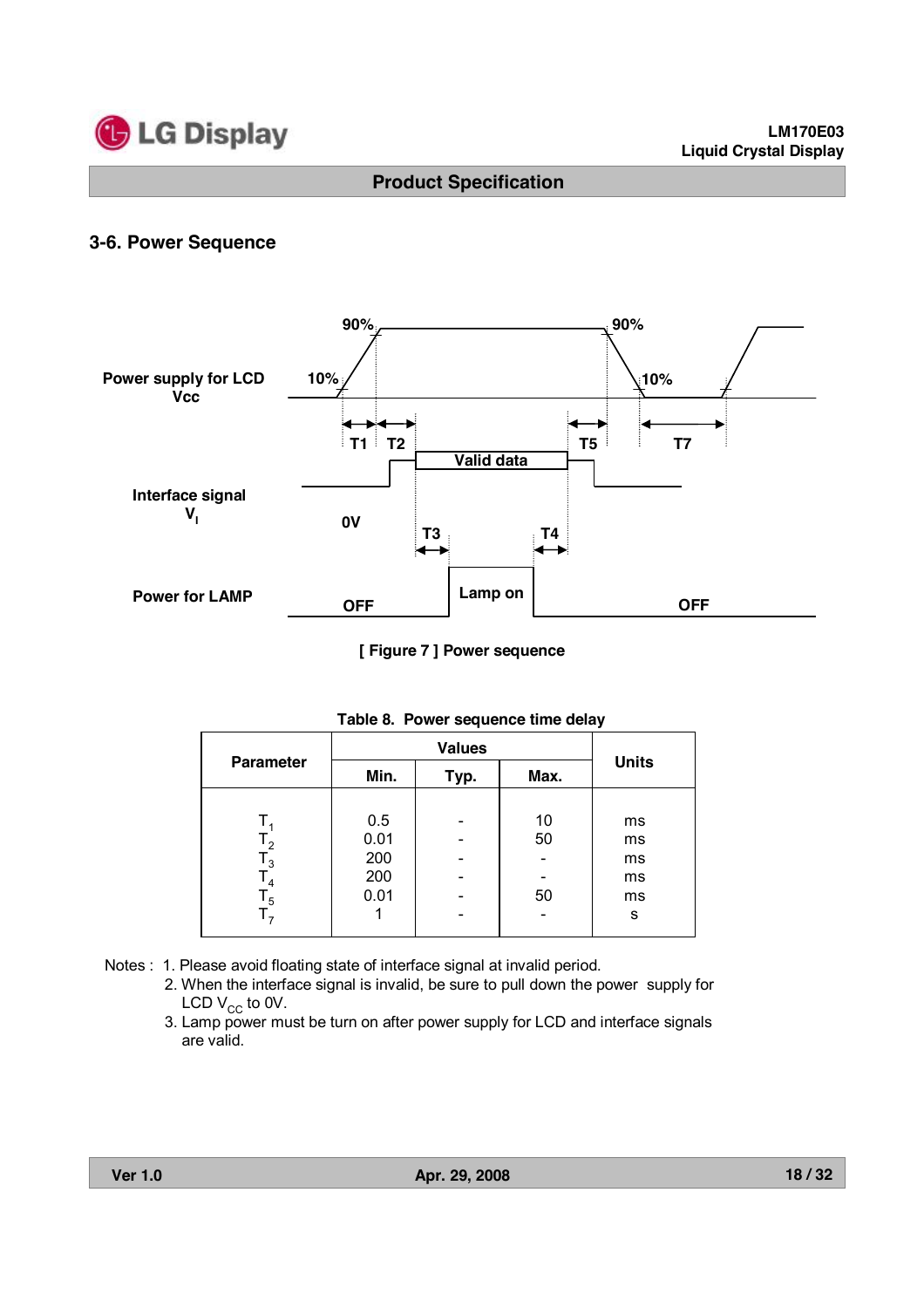## 3-6. Power Sequence

[ Figure 7 ] Power sequence

Table 8. Power sequence time delay

| Parameter | Values | | | Units |
|---|---|---|---|---|
| | Min. | Typ. | Max. | |
| $T_1$ | 0.5 | - | 10 | ms |
| $T_2$ | 0.01 | - | 50 | ms |
| $T_3$ | 200 | - | - | ms |
| $T_4$ | 200 | - | - | ms |
| $T_5$ | 0.01 | - | 50 | ms |
| $T_7$ | 1 | - | - | s |

Notes : 1. Please avoid floating state of interface signal at invalid period.

2. When the interface signal is invalid, be sure to pull down the power supply for LCD $V_{CC}$ to 0V.
3. Lamp power must be turn on after power supply for LCD and interface signals are valid.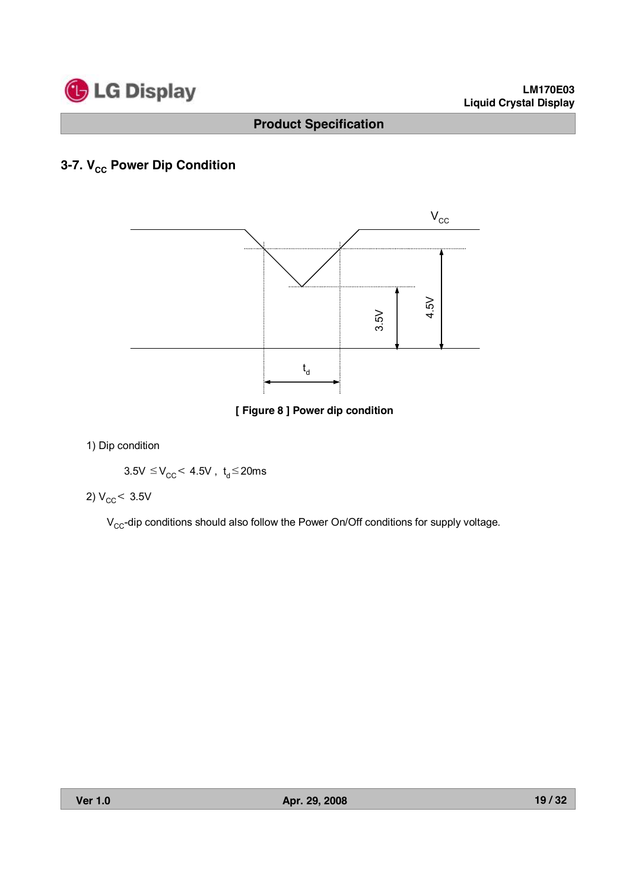## 3-7. $V_{CC}$ Power Dip Condition

[ Figure 8 ] Power dip condition

1) Dip condition

$3.5V \leq V_{CC} < 4.5V$ , $t_d \leq 20ms$

2) $V_{CC} < 3.5V$

$V_{CC}$-dip conditions should also follow the Power On/Off conditions for supply voltage.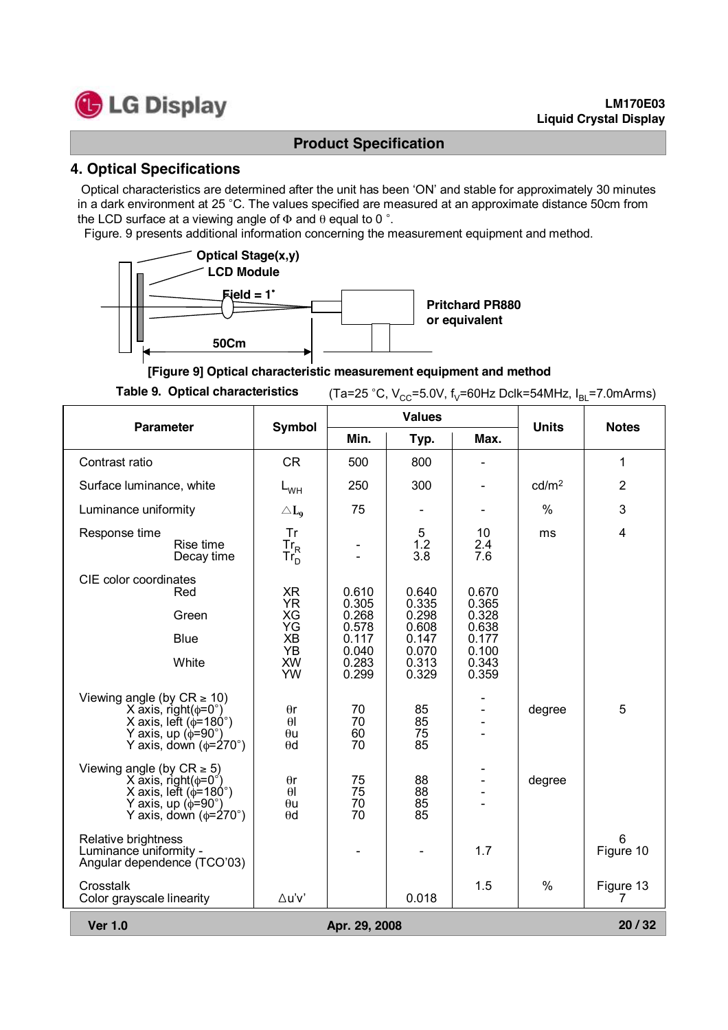## 4. Optical Specifications

Optical characteristics are determined after the unit has been 'ON' and stable for approximately 30 minutes in a dark environment at 25 °C. The values specified are measured at an approximate distance 50cm from the LCD surface at a viewing angle of Φ and θ equal to 0 °.

Figure. 9 presents additional information concerning the measurement equipment and method.

Optical Stage(x,y)
LCD Module
Field = 1˚
Pritchard PR880 or equivalent
50Cm

**[Figure 9] Optical characteristic measurement equipment and method**

**Table 9. Optical characteristics** (Ta=25 °C, $V_{CC}$=5.0V, $f_V$=60Hz Dclk=54MHz, $I_{BL}$=7.0mArms)

| Parameter | Symbol | Values | | | Units | Notes |
|---|---|---|---|---|---|---|
| | | Min. | Typ. | Max. | | |
| Contrast ratio | CR | 500 | 800 | - | | 1 |
| Surface luminance, white | $L_{WH}$ | 250 | 300 | - | cd/m² | 2 |
| Luminance uniformity | $\triangle L_9$ | 75 | - | - | % | 3 |
| Response time | Tr | | 5 | 10 | ms | 4 |
| Rise time | $Tr_R$ | - | 1.2 | 2.4 | | |
| Decay time | $Tr_D$ | - | 3.8 | 7.6 | | |
| CIE color coordinates | | | | | | |
| Red | XR | 0.610 | 0.640 | 0.670 | | |
| | YR | 0.305 | 0.335 | 0.365 | | |
| Green | XG | 0.268 | 0.298 | 0.328 | | |
| | YG | 0.578 | 0.608 | 0.638 | | |
| Blue | XB | 0.117 | 0.147 | 0.177 | | |
| | YB | 0.040 | 0.070 | 0.100 | | |
| White | XW | 0.283 | 0.313 | 0.343 | | |
| | YW | 0.299 | 0.329 | 0.359 | | |
| Viewing angle (by CR ≥ 10) | | | | | | |
| X axis, right(φ=0°) | θr | 70 | 85 | - | degree | 5 |
| X axis, left (φ=180°) | θl | 70 | 85 | - | | |
| Y axis, up (φ=90°) | θu | 60 | 75 | - | | |
| Y axis, down (φ=270°) | θd | 70 | 85 | - | | |
| Viewing angle (by CR ≥ 5) | | | | | | |
| X axis, right(φ=0°) | θr | 75 | 88 | - | degree | |
| X axis, left (φ=180°) | θl | 75 | 88 | - | | |
| Y axis, up (φ=90°) | θu | 70 | 85 | - | | |
| Y axis, down (φ=270°) | θd | 70 | 85 | - | | |
| Relative brightness Luminance uniformity - Angular dependence (TCO'03) | | - | - | 1.7 | | 6 Figure 10 |
| Crosstalk | | | | 1.5 | % | Figure 13 |
| Color grayscale linearity | Δu'v' | | 0.018 | | | 7 |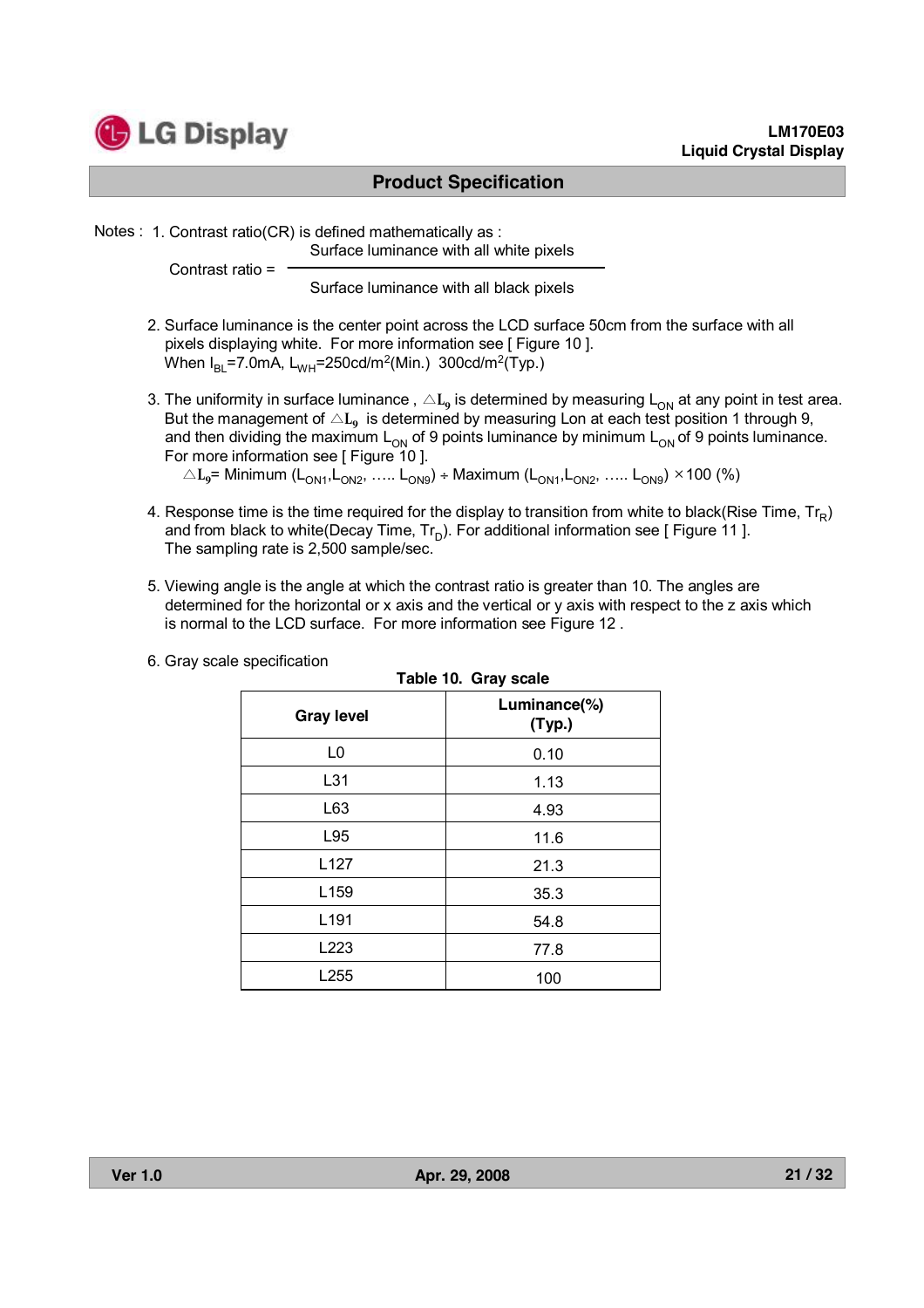## Product Specification

Notes : 1. Contrast ratio(CR) is defined mathematically as :

$$\text{Contrast ratio} = \frac{\text{Surface luminance with all white pixels}}{\text{Surface luminance with all black pixels}}$$

2. Surface luminance is the center point across the LCD surface 50cm from the surface with all pixels displaying white. For more information see [ Figure 10 ].
   When $I_{BL}$=7.0mA, $L_{WH}$=250cd/m$^2$(Min.) 300cd/m$^2$(Typ.)

3. The uniformity in surface luminance , $\triangle L_9$ is determined by measuring $L_{ON}$ at any point in test area. But the management of $\triangle L_9$ is determined by measuring Lon at each test position 1 through 9, and then dividing the maximum $L_{ON}$ of 9 points luminance by minimum $L_{ON}$ of 9 points luminance. For more information see [ Figure 10 ].
   $\triangle L_9$= Minimum ($L_{ON1}$,$L_{ON2}$, ….. $L_{ON9}$) ÷ Maximum ($L_{ON1}$,$L_{ON2}$, ….. $L_{ON9}$) ×100 (%)

4. Response time is the time required for the display to transition from white to black(Rise Time, $Tr_R$) and from black to white(Decay Time, $Tr_D$). For additional information see [ Figure 11 ].
   The sampling rate is 2,500 sample/sec.

5. Viewing angle is the angle at which the contrast ratio is greater than 10. The angles are determined for the horizontal or x axis and the vertical or y axis with respect to the z axis which is normal to the LCD surface. For more information see Figure 12 .

6. Gray scale specification

**Table 10. Gray scale**

| Gray level | Luminance(%) (Typ.) |
|---|---|
| L0 | 0.10 |
| L31 | 1.13 |
| L63 | 4.93 |
| L95 | 11.6 |
| L127 | 21.3 |
| L159 | 35.3 |
| L191 | 54.8 |
| L223 | 77.8 |
| L255 | 100 |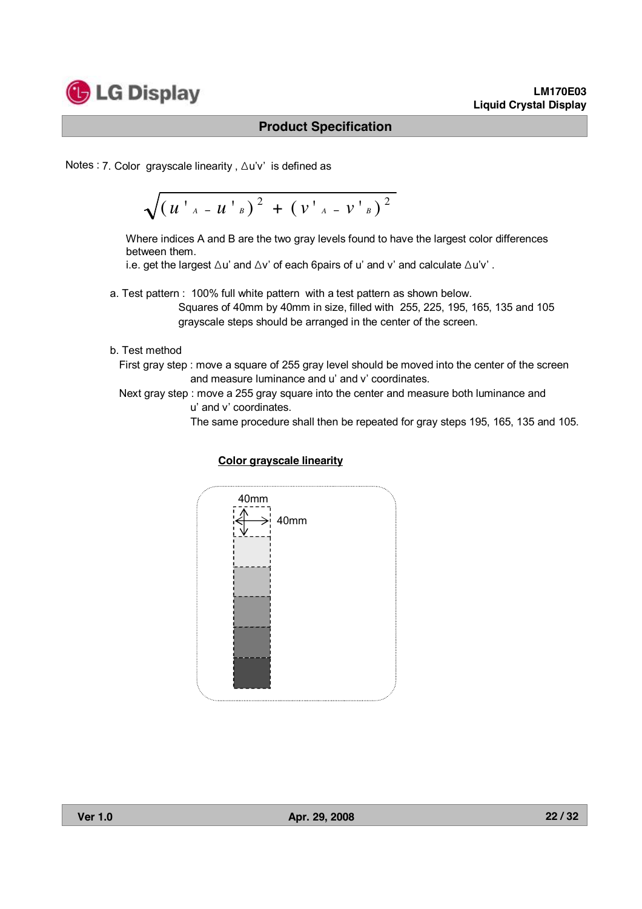Notes : 7. Color grayscale linearity , Δu'v' is defined as

$$\sqrt{(u'_A - u'_B)^2 + (v'_A - v'_B)^2}$$

Where indices A and B are the two gray levels found to have the largest color differences between them.
i.e. get the largest Δu' and Δv' of each 6pairs of u' and v' and calculate Δu'v' .

a. Test pattern : 100% full white pattern with a test pattern as shown below.
Squares of 40mm by 40mm in size, filled with 255, 225, 195, 165, 135 and 105 grayscale steps should be arranged in the center of the screen.

b. Test method
First gray step : move a square of 255 gray level should be moved into the center of the screen and measure luminance and u' and v' coordinates.
Next gray step : move a 255 gray square into the center and measure both luminance and u' and v' coordinates.
The same procedure shall then be repeated for gray steps 195, 165, 135 and 105.

**Color grayscale linearity**

40mm

40mm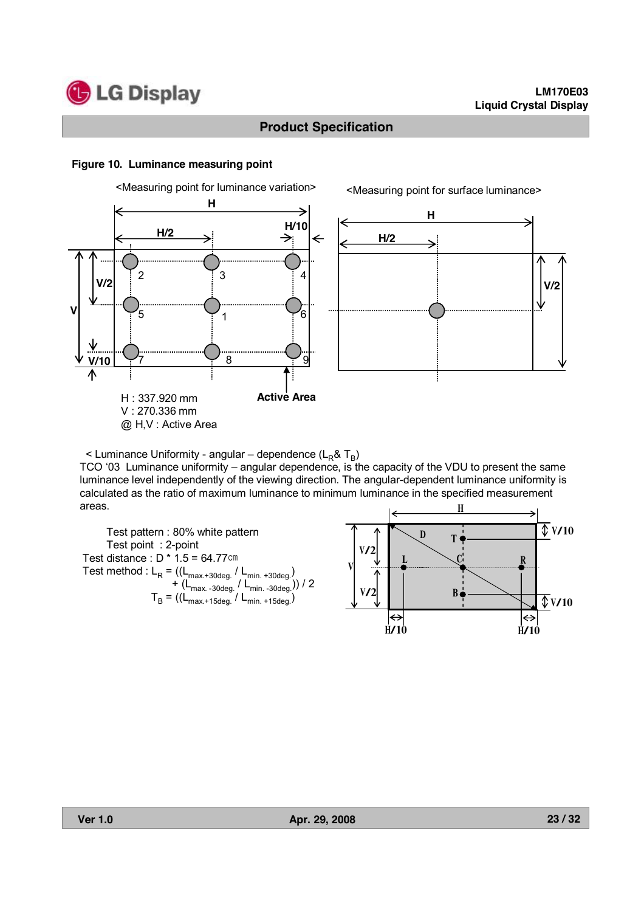**Figure 10. Luminance measuring point**

<Measuring point for luminance variation> <Measuring point for surface luminance>

H : 337.920 mm
V : 270.336 mm
@ H,V : Active Area

< Luminance Uniformity - angular – dependence ($L_R$& $T_B$)

TCO '03 Luminance uniformity – angular dependence, is the capacity of the VDU to present the same luminance level independently of the viewing direction. The angular-dependent luminance uniformity is calculated as the ratio of maximum luminance to minimum luminance in the specified measurement areas.

Test pattern : 80% white pattern
Test point : 2-point
Test distance : D * 1.5 = 64.77㎝
Test method : $L_R = ((L_{max.+30deg.} / L_{min.+30deg.}) + (L_{max.-30deg.} / L_{min.-30deg.})) / 2$

$T_B = ((L_{max.+15deg.} / L_{min.+15deg.})$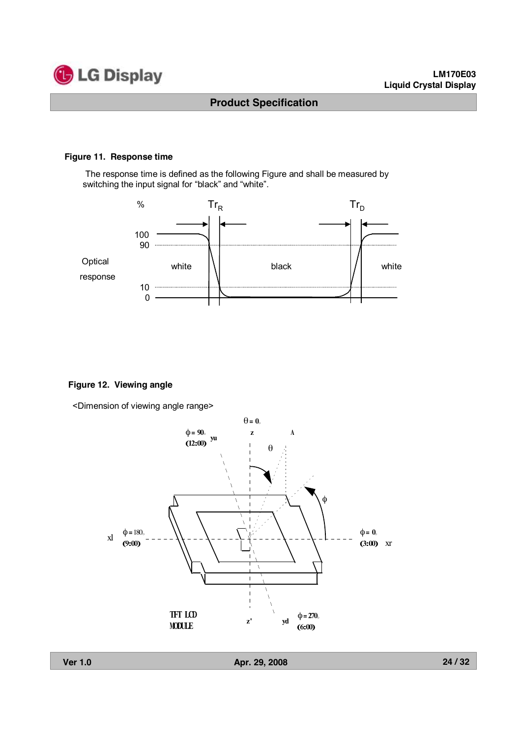**Figure 11. Response time**

The response time is defined as the following Figure and shall be measured by switching the input signal for "black" and "white".

**Figure 12. Viewing angle**

<Dimension of viewing angle range>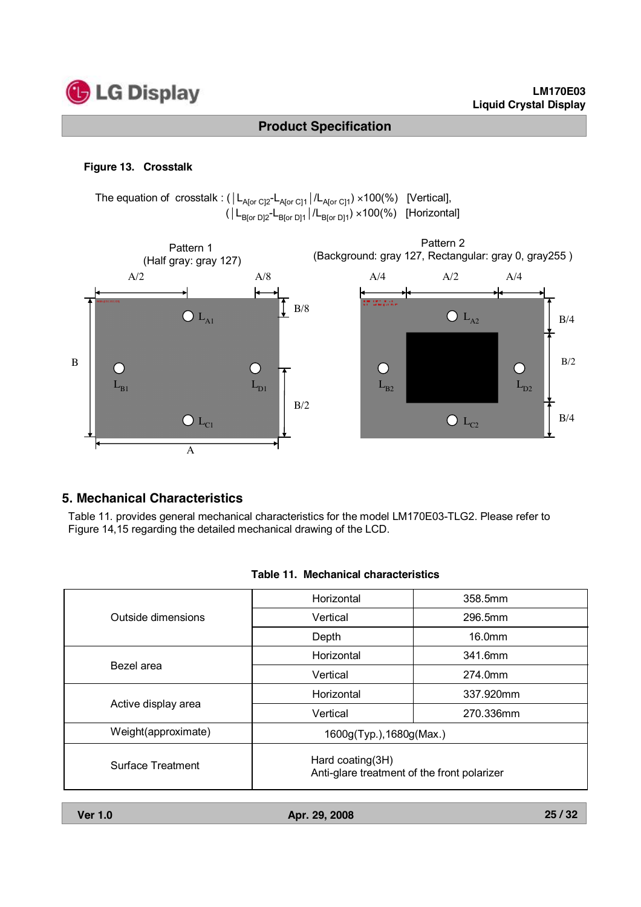**Figure 13. Crosstalk**

The equation of crosstalk : $(|L_{A[or\ C]2} - L_{A[or\ C]1}| / L_{A[or\ C]1}) \times 100(\%)$ [Vertical],

$(|L_{B[or\ D]2} - L_{B[or\ D]1}| / L_{B[or\ D]1}) \times 100(\%)$ [Horizontal]

Pattern 1
(Half gray: gray 127)

Pattern 2
(Background: gray 127, Rectangular: gray 0, gray255 )

## 5. Mechanical Characteristics

Table 11. provides general mechanical characteristics for the model LM170E03-TLG2. Please refer to Figure 14,15 regarding the detailed mechanical drawing of the LCD.

**Table 11. Mechanical characteristics**

| | | |
|---|---|---|
| Outside dimensions | Horizontal | 358.5mm |
| | Vertical | 296.5mm |
| | Depth | 16.0mm |
| Bezel area | Horizontal | 341.6mm |
| | Vertical | 274.0mm |
| Active display area | Horizontal | 337.920mm |
| | Vertical | 270.336mm |
| Weight(approximate) | 1600g(Typ.),1680g(Max.) | |
| Surface Treatment | Hard coating(3H)<br>Anti-glare treatment of the front polarizer | |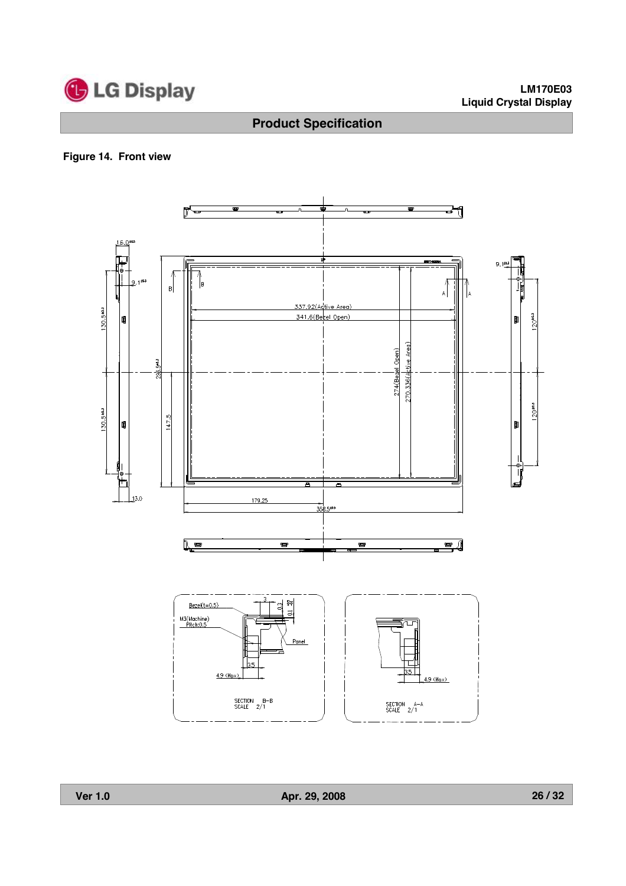## Figure 14. Front view

337.92(Active Area)

341.6(Bezel Open)

274(Bezel Open)

270.336(Active Area)

179.25

358.5

147.5

296.5

130.5

130.5

16.0

9.1

13.0

9.1

120

120

Bezel(t=0.5)

M3(Machine) Pitch:0.5

Panel

3

0.3

0.1

3.5

4.9 (Max)

SECTION B–B
SCALE 2/1

3.5

4.9 (Max)

SECTION A–A
SCALE 2/1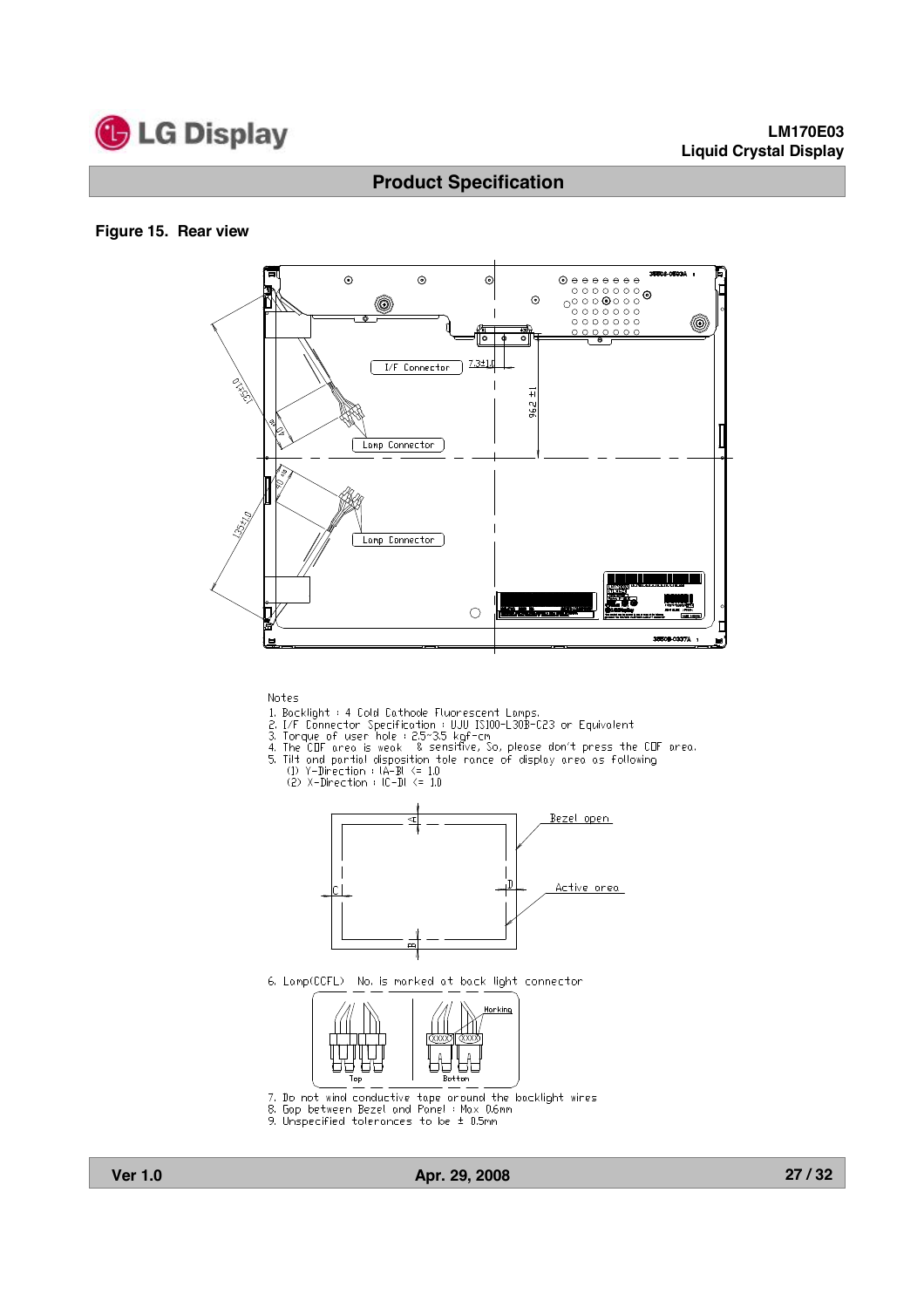**Figure 15. Rear view**

Notes
1. Backlight : 4 Cold Cathode Fluorescent Lamps.
2. I/F Connector Specification : UJU IS100-L30B-C23 or Equivalent
3. Torque of user hole : 2.5~3.5 kgf-cm
4. The COF area is weak & sensitive, So, please don't press the COF area.
5. Tilt and partial disposition tole rance of display area as following
   (1) Y-Direction : |A-B| <= 1.0
   (2) X-Direction : |C-D| <= 1.0

6. Lamp(CCFL) No. is marked at back light connector

7. Do not wind conductive tape around the backlight wires
8. Gap between Bezel and Panel : Max 0.6mm
9. Unspecified tolerances to be ± 0.5mm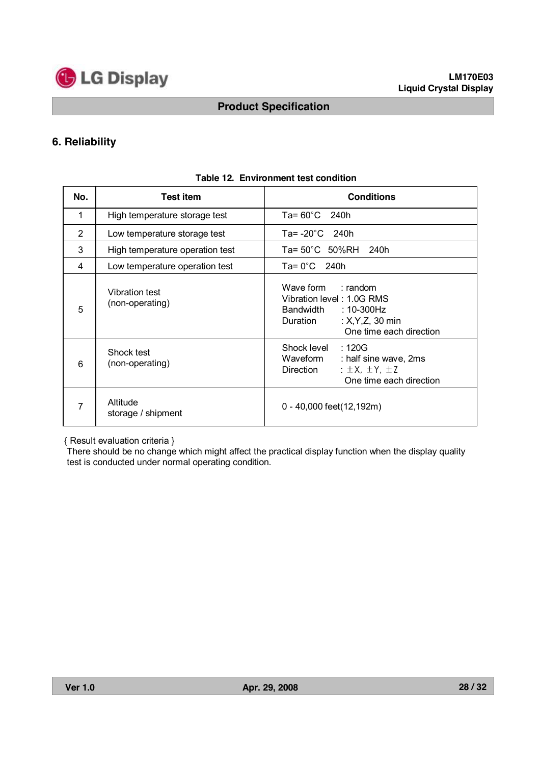## 6. Reliability

Table 12. Environment test condition

| No. | Test item | Conditions |
|---|---|---|
| 1 | High temperature storage test | Ta= 60°C 240h |
| 2 | Low temperature storage test | Ta= -20°C 240h |
| 3 | High temperature operation test | Ta= 50°C 50%RH 240h |
| 4 | Low temperature operation test | Ta= 0°C 240h |
| 5 | Vibration test (non-operating) | Wave form : random<br>Vibration level : 1.0G RMS<br>Bandwidth : 10-300Hz<br>Duration : X,Y,Z, 30 min<br>One time each direction |
| 6 | Shock test (non-operating) | Shock level : 120G<br>Waveform : half sine wave, 2ms<br>Direction : ±X, ±Y, ±Z<br>One time each direction |
| 7 | Altitude storage / shipment | 0 - 40,000 feet(12,192m) |

{ Result evaluation criteria }
There should be no change which might affect the practical display function when the display quality test is conducted under normal operating condition.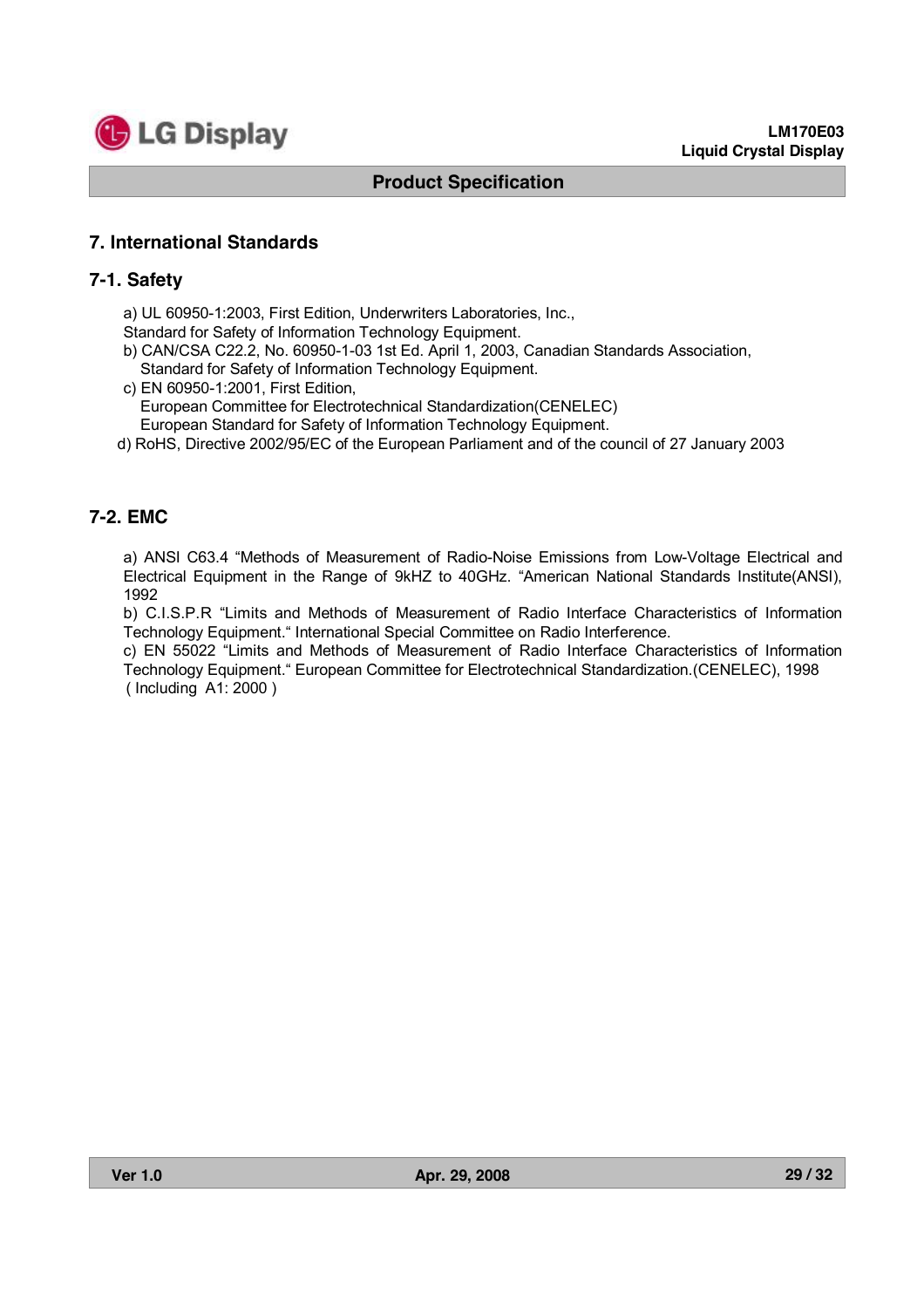## 7. International Standards

### 7-1. Safety

a) UL 60950-1:2003, First Edition, Underwriters Laboratories, Inc.,
Standard for Safety of Information Technology Equipment.

b) CAN/CSA C22.2, No. 60950-1-03 1st Ed. April 1, 2003, Canadian Standards Association,
Standard for Safety of Information Technology Equipment.

c) EN 60950-1:2001, First Edition,
European Committee for Electrotechnical Standardization(CENELEC)
European Standard for Safety of Information Technology Equipment.

d) RoHS, Directive 2002/95/EC of the European Parliament and of the council of 27 January 2003

### 7-2. EMC

a) ANSI C63.4 "Methods of Measurement of Radio-Noise Emissions from Low-Voltage Electrical and Electrical Equipment in the Range of 9kHZ to 40GHz. "American National Standards Institute(ANSI), 1992

b) C.I.S.P.R "Limits and Methods of Measurement of Radio Interface Characteristics of Information Technology Equipment." International Special Committee on Radio Interference.

c) EN 55022 "Limits and Methods of Measurement of Radio Interface Characteristics of Information Technology Equipment." European Committee for Electrotechnical Standardization.(CENELEC), 1998 ( Including A1: 2000 )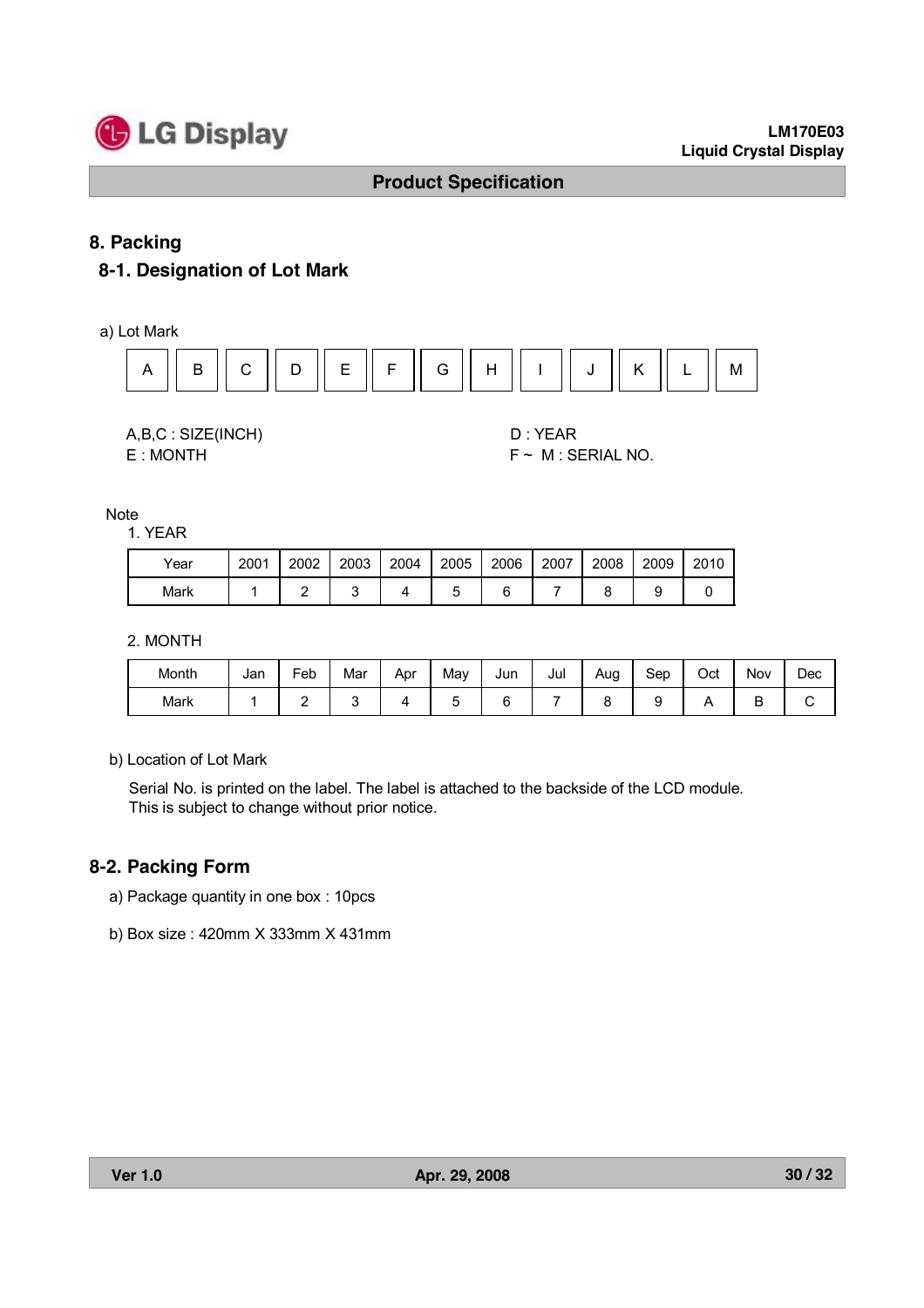# 8. Packing

## 8-1. Designation of Lot Mark

a) Lot Mark

| A | B | C | D | E | F | G | H | I | J | K | L | M |
|---|---|---|---|---|---|---|---|---|---|---|---|---|

A,B,C : SIZE(INCH)
E : MONTH

D : YEAR
F ~ M : SERIAL NO.

Note

1. YEAR

| Year | 2001 | 2002 | 2003 | 2004 | 2005 | 2006 | 2007 | 2008 | 2009 | 2010 |
|---|---|---|---|---|---|---|---|---|---|---|
| Mark | 1 | 2 | 3 | 4 | 5 | 6 | 7 | 8 | 9 | 0 |

2. MONTH

| Month | Jan | Feb | Mar | Apr | May | Jun | Jul | Aug | Sep | Oct | Nov | Dec |
|---|---|---|---|---|---|---|---|---|---|---|---|---|
| Mark | 1 | 2 | 3 | 4 | 5 | 6 | 7 | 8 | 9 | A | B | C |

b) Location of Lot Mark

Serial No. is printed on the label. The label is attached to the backside of the LCD module.
This is subject to change without prior notice.

## 8-2. Packing Form

a) Package quantity in one box : 10pcs

b) Box size : 420mm X 333mm X 431mm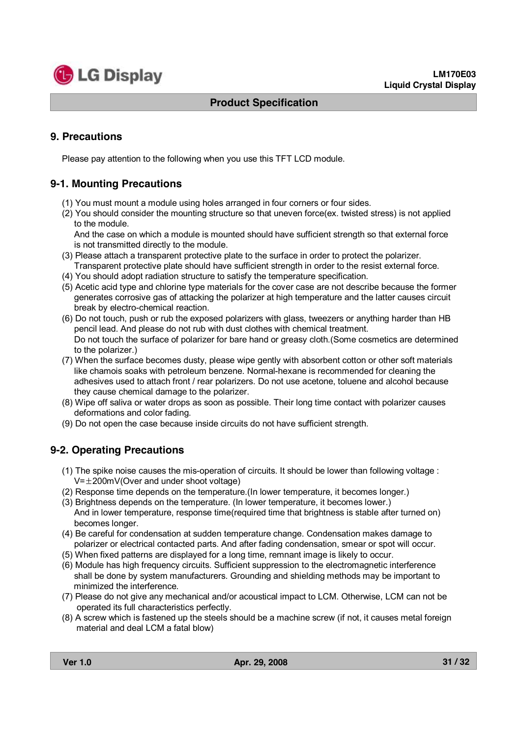## 9. Precautions

Please pay attention to the following when you use this TFT LCD module.

### 9-1. Mounting Precautions

(1) You must mount a module using holes arranged in four corners or four sides.
(2) You should consider the mounting structure so that uneven force(ex. twisted stress) is not applied to the module.
And the case on which a module is mounted should have sufficient strength so that external force is not transmitted directly to the module.
(3) Please attach a transparent protective plate to the surface in order to protect the polarizer.
Transparent protective plate should have sufficient strength in order to the resist external force.
(4) You should adopt radiation structure to satisfy the temperature specification.
(5) Acetic acid type and chlorine type materials for the cover case are not describe because the former generates corrosive gas of attacking the polarizer at high temperature and the latter causes circuit break by electro-chemical reaction.
(6) Do not touch, push or rub the exposed polarizers with glass, tweezers or anything harder than HB pencil lead. And please do not rub with dust clothes with chemical treatment.
Do not touch the surface of polarizer for bare hand or greasy cloth.(Some cosmetics are determined to the polarizer.)
(7) When the surface becomes dusty, please wipe gently with absorbent cotton or other soft materials like chamois soaks with petroleum benzene. Normal-hexane is recommended for cleaning the adhesives used to attach front / rear polarizers. Do not use acetone, toluene and alcohol because they cause chemical damage to the polarizer.
(8) Wipe off saliva or water drops as soon as possible. Their long time contact with polarizer causes deformations and color fading.
(9) Do not open the case because inside circuits do not have sufficient strength.

### 9-2. Operating Precautions

(1) The spike noise causes the mis-operation of circuits. It should be lower than following voltage :
V=±200mV(Over and under shoot voltage)
(2) Response time depends on the temperature.(In lower temperature, it becomes longer.)
(3) Brightness depends on the temperature. (In lower temperature, it becomes lower.)
And in lower temperature, response time(required time that brightness is stable after turned on) becomes longer.
(4) Be careful for condensation at sudden temperature change. Condensation makes damage to polarizer or electrical contacted parts. And after fading condensation, smear or spot will occur.
(5) When fixed patterns are displayed for a long time, remnant image is likely to occur.
(6) Module has high frequency circuits. Sufficient suppression to the electromagnetic interference shall be done by system manufacturers. Grounding and shielding methods may be important to minimized the interference.
(7) Please do not give any mechanical and/or acoustical impact to LCM. Otherwise, LCM can not be operated its full characteristics perfectly.
(8) A screw which is fastened up the steels should be a machine screw (if not, it causes metal foreign material and deal LCM a fatal blow)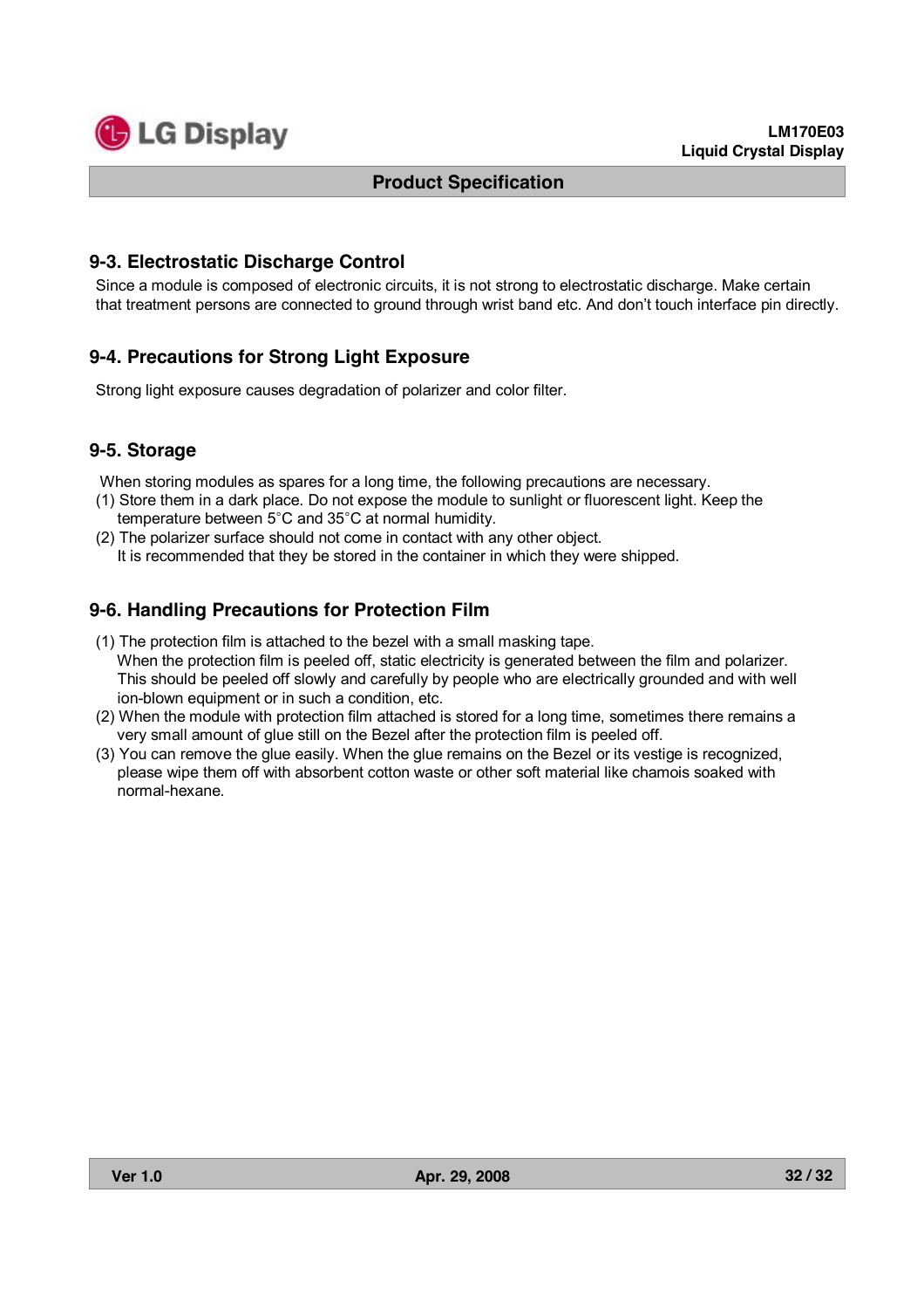### 9-3. Electrostatic Discharge Control

Since a module is composed of electronic circuits, it is not strong to electrostatic discharge. Make certain that treatment persons are connected to ground through wrist band etc. And don't touch interface pin directly.

### 9-4. Precautions for Strong Light Exposure

Strong light exposure causes degradation of polarizer and color filter.

### 9-5. Storage

When storing modules as spares for a long time, the following precautions are necessary.

(1) Store them in a dark place. Do not expose the module to sunlight or fluorescent light. Keep the temperature between 5°C and 35°C at normal humidity.

(2) The polarizer surface should not come in contact with any other object.
It is recommended that they be stored in the container in which they were shipped.

### 9-6. Handling Precautions for Protection Film

(1) The protection film is attached to the bezel with a small masking tape.
When the protection film is peeled off, static electricity is generated between the film and polarizer.
This should be peeled off slowly and carefully by people who are electrically grounded and with well ion-blown equipment or in such a condition, etc.

(2) When the module with protection film attached is stored for a long time, sometimes there remains a very small amount of glue still on the Bezel after the protection film is peeled off.

(3) You can remove the glue easily. When the glue remains on the Bezel or its vestige is recognized, please wipe them off with absorbent cotton waste or other soft material like chamois soaked with normal-hexane.